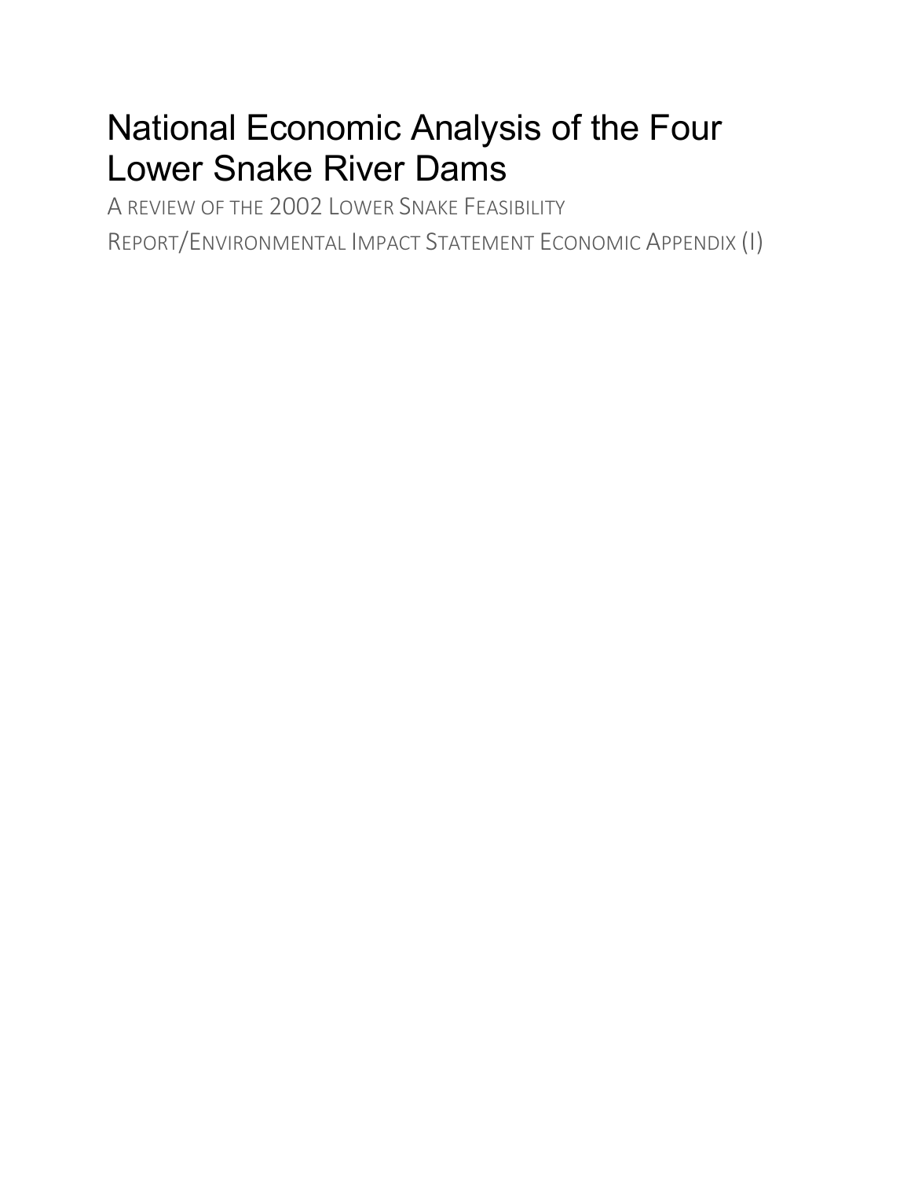# National Economic Analysis of the Four Lower Snake River Dams

A REVIEW OF THE 2002 LOWER SNAKE FEASIBILITY REPORT/ENVIRONMENTAL IMPACT STATEMENT ECONOMIC APPENDIX (I)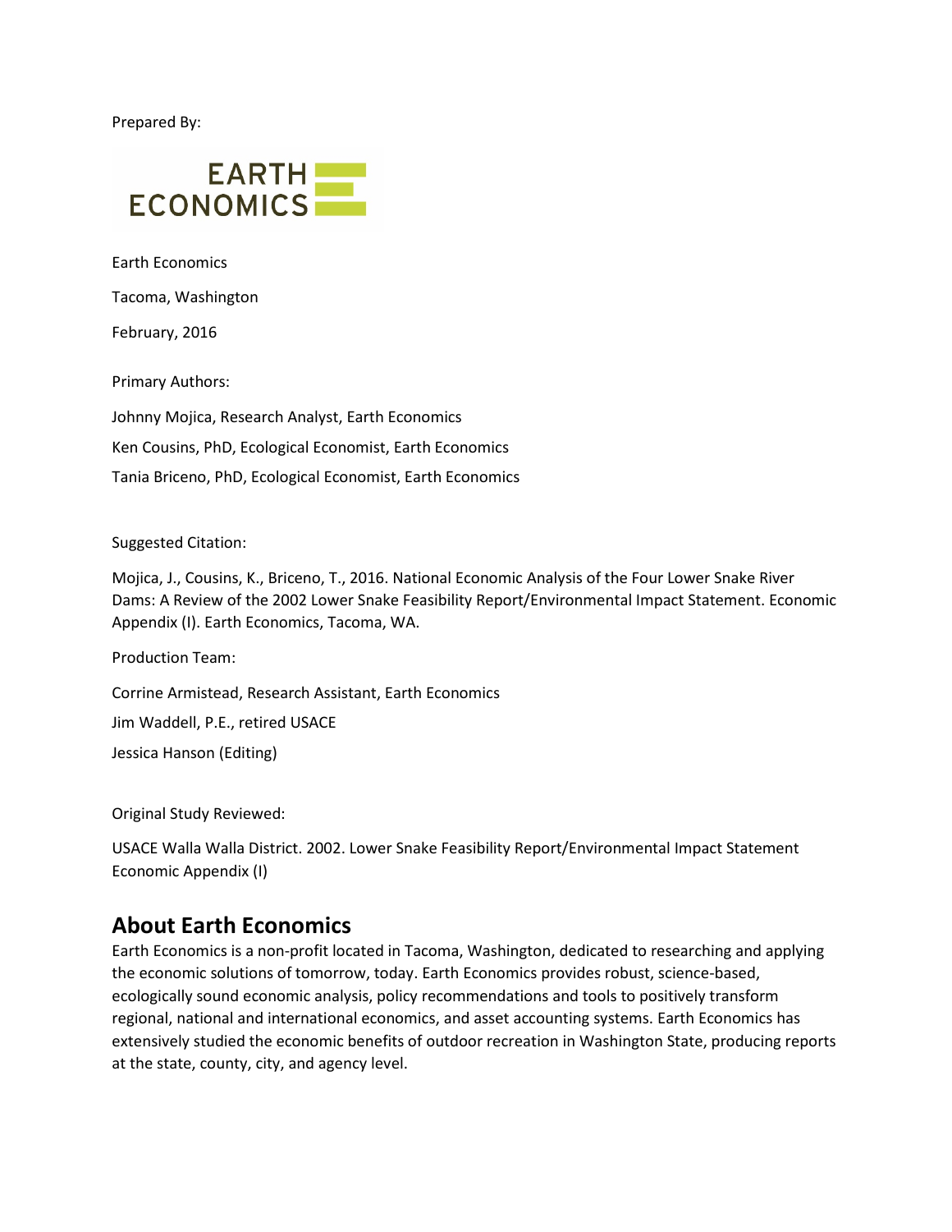Prepared By:

EARTH ECONOMICS

Earth Economics

Tacoma, Washington

February, 2016

Primary Authors:

Johnny Mojica, Research Analyst, Earth Economics

Ken Cousins, PhD, Ecological Economist, Earth Economics

Tania Briceno, PhD, Ecological Economist, Earth Economics

Suggested Citation:

Mojica, J., Cousins, K., Briceno, T., 2016. National Economic Analysis of the Four Lower Snake River Dams: A Review of the 2002 Lower Snake Feasibility Report/Environmental Impact Statement. Economic Appendix (I). Earth Economics, Tacoma, WA.

Production Team:

Corrine Armistead, Research Assistant, Earth Economics

Jim Waddell, P.E., retired USACE

Jessica Hanson (Editing)

Original Study Reviewed:

USACE Walla Walla District. 2002. Lower Snake Feasibility Report/Environmental Impact Statement Economic Appendix (I)

## About Earth Economics

Earth Economics is a non-profit located in Tacoma, Washington, dedicated to researching and applying the economic solutions of tomorrow, today. Earth Economics provides robust, science-based, ecologically sound economic analysis, policy recommendations and tools to positively transform regional, national and international economics, and asset accounting systems. Earth Economics has extensively studied the economic benefits of outdoor recreation in Washington State, producing reports at the state, county, city, and agency level.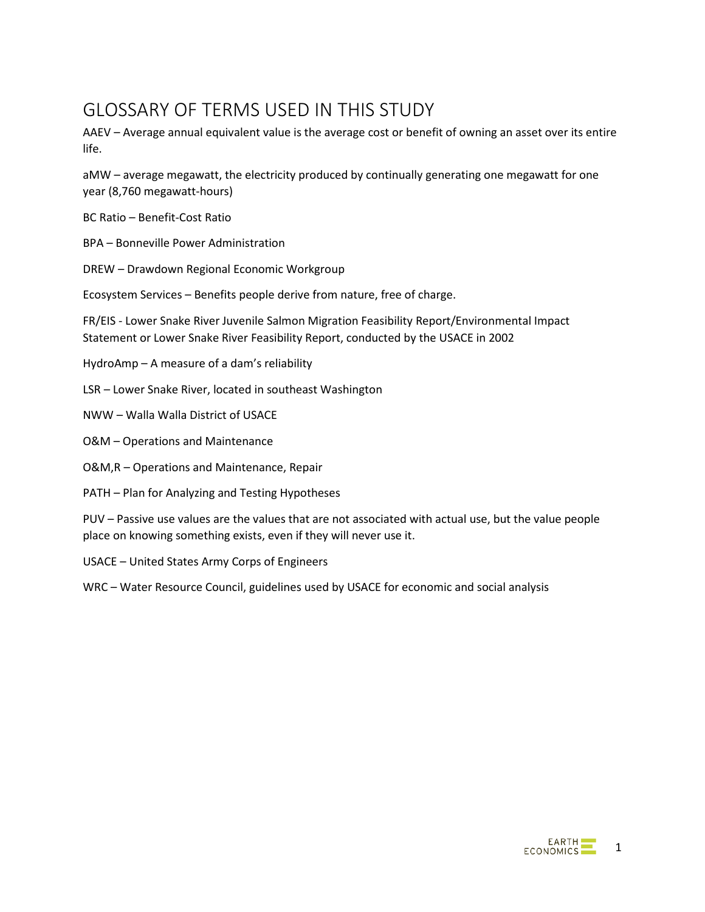# GLOSSARY OF TERMS USED IN THIS STUDY

AAEV – Average annual equivalent value is the average cost or benefit of owning an asset over its entire life.

aMW – average megawatt, the electricity produced by continually generating one megawatt for one year (8,760 megawatt-hours)

BC Ratio – Benefit-Cost Ratio

BPA – Bonneville Power Administration

DREW – Drawdown Regional Economic Workgroup

Ecosystem Services – Benefits people derive from nature, free of charge.

FR/EIS - Lower Snake River Juvenile Salmon Migration Feasibility Report/Environmental Impact Statement or Lower Snake River Feasibility Report, conducted by the USACE in 2002

HydroAmp – A measure of a dam's reliability

LSR – Lower Snake River, located in southeast Washington

NWW – Walla Walla District of USACE

O&M – Operations and Maintenance

O&M,R – Operations and Maintenance, Repair

PATH – Plan for Analyzing and Testing Hypotheses

PUV – Passive use values are the values that are not associated with actual use, but the value people place on knowing something exists, even if they will never use it.

USACE – United States Army Corps of Engineers

WRC – Water Resource Council, guidelines used by USACE for economic and social analysis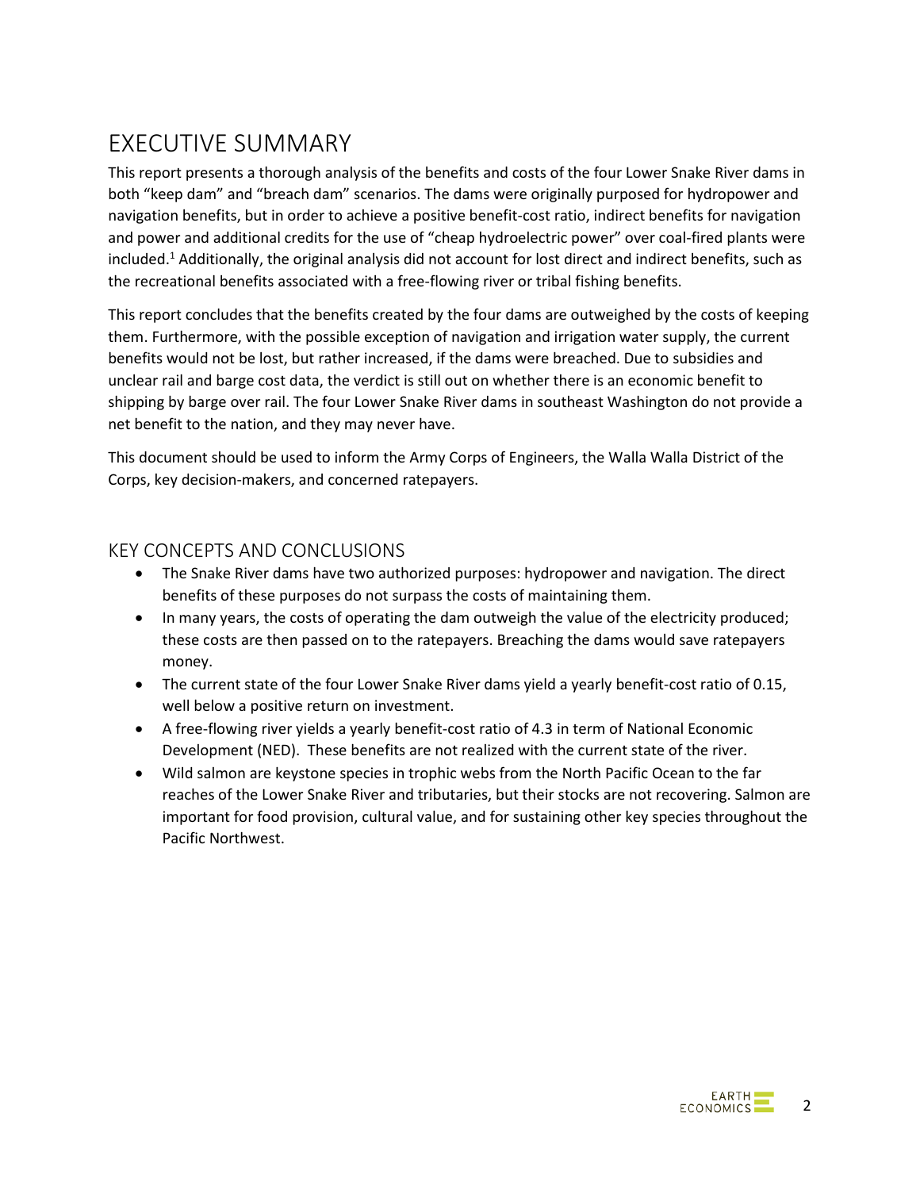# EXECUTIVE SUMMARY

This report presents a thorough analysis of the benefits and costs of the four Lower Snake River dams in both "keep dam" and "breach dam" scenarios. The dams were originally purposed for hydropower and navigation benefits, but in order to achieve a positive benefit-cost ratio, indirect benefits for navigation and power and additional credits for the use of "cheap hydroelectric power" over coal-fired plants were included.[1] Additionally, the original analysis did not account for lost direct and indirect benefits, such as the recreational benefits associated with a free-flowing river or tribal fishing benefits.

This report concludes that the benefits created by the four dams are outweighed by the costs of keeping them. Furthermore, with the possible exception of navigation and irrigation water supply, the current benefits would not be lost, but rather increased, if the dams were breached. Due to subsidies and unclear rail and barge cost data, the verdict is still out on whether there is an economic benefit to shipping by barge over rail. The four Lower Snake River dams in southeast Washington do not provide a net benefit to the nation, and they may never have.

This document should be used to inform the Army Corps of Engineers, the Walla Walla District of the Corps, key decision-makers, and concerned ratepayers.

## KEY CONCEPTS AND CONCLUSIONS

- The Snake River dams have two authorized purposes: hydropower and navigation. The direct benefits of these purposes do not surpass the costs of maintaining them.
- In many years, the costs of operating the dam outweigh the value of the electricity produced; these costs are then passed on to the ratepayers. Breaching the dams would save ratepayers money.
- The current state of the four Lower Snake River dams yield a yearly benefit-cost ratio of 0.15, well below a positive return on investment.
- A free-flowing river yields a yearly benefit-cost ratio of 4.3 in term of National Economic Development (NED). These benefits are not realized with the current state of the river.
- Wild salmon are keystone species in trophic webs from the North Pacific Ocean to the far reaches of the Lower Snake River and tributaries, but their stocks are not recovering. Salmon are important for food provision, cultural value, and for sustaining other key species throughout the Pacific Northwest.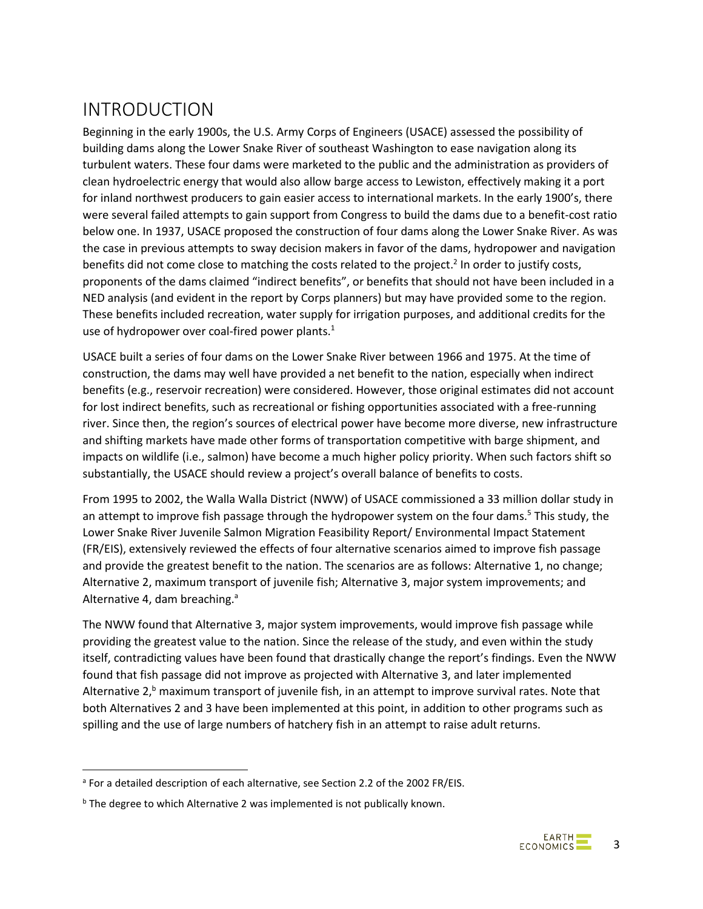# INTRODUCTION

Beginning in the early 1900s, the U.S. Army Corps of Engineers (USACE) assessed the possibility of building dams along the Lower Snake River of southeast Washington to ease navigation along its turbulent waters. These four dams were marketed to the public and the administration as providers of clean hydroelectric energy that would also allow barge access to Lewiston, effectively making it a port for inland northwest producers to gain easier access to international markets. In the early 1900's, there were several failed attempts to gain support from Congress to build the dams due to a benefit-cost ratio below one. In 1937, USACE proposed the construction of four dams along the Lower Snake River. As was the case in previous attempts to sway decision makers in favor of the dams, hydropower and navigation benefits did not come close to matching the costs related to the project.[2] In order to justify costs, proponents of the dams claimed "indirect benefits", or benefits that should not have been included in a NED analysis (and evident in the report by Corps planners) but may have provided some to the region. These benefits included recreation, water supply for irrigation purposes, and additional credits for the use of hydropower over coal-fired power plants.[1]

USACE built a series of four dams on the Lower Snake River between 1966 and 1975. At the time of construction, the dams may well have provided a net benefit to the nation, especially when indirect benefits (e.g., reservoir recreation) were considered. However, those original estimates did not account for lost indirect benefits, such as recreational or fishing opportunities associated with a free-running river. Since then, the region's sources of electrical power have become more diverse, new infrastructure and shifting markets have made other forms of transportation competitive with barge shipment, and impacts on wildlife (i.e., salmon) have become a much higher policy priority. When such factors shift so substantially, the USACE should review a project's overall balance of benefits to costs.

From 1995 to 2002, the Walla Walla District (NWW) of USACE commissioned a 33 million dollar study in an attempt to improve fish passage through the hydropower system on the four dams.[5] This study, the Lower Snake River Juvenile Salmon Migration Feasibility Report/ Environmental Impact Statement (FR/EIS), extensively reviewed the effects of four alternative scenarios aimed to improve fish passage and provide the greatest benefit to the nation. The scenarios are as follows: Alternative 1, no change; Alternative 2, maximum transport of juvenile fish; Alternative 3, major system improvements; and Alternative 4, dam breaching.[a]

The NWW found that Alternative 3, major system improvements, would improve fish passage while providing the greatest value to the nation. Since the release of the study, and even within the study itself, contradicting values have been found that drastically change the report's findings. Even the NWW found that fish passage did not improve as projected with Alternative 3, and later implemented Alternative 2,[b] maximum transport of juvenile fish, in an attempt to improve survival rates. Note that both Alternatives 2 and 3 have been implemented at this point, in addition to other programs such as spilling and the use of large numbers of hatchery fish in an attempt to raise adult returns.

---

[a] For a detailed description of each alternative, see Section 2.2 of the 2002 FR/EIS.

[b] The degree to which Alternative 2 was implemented is not publically known.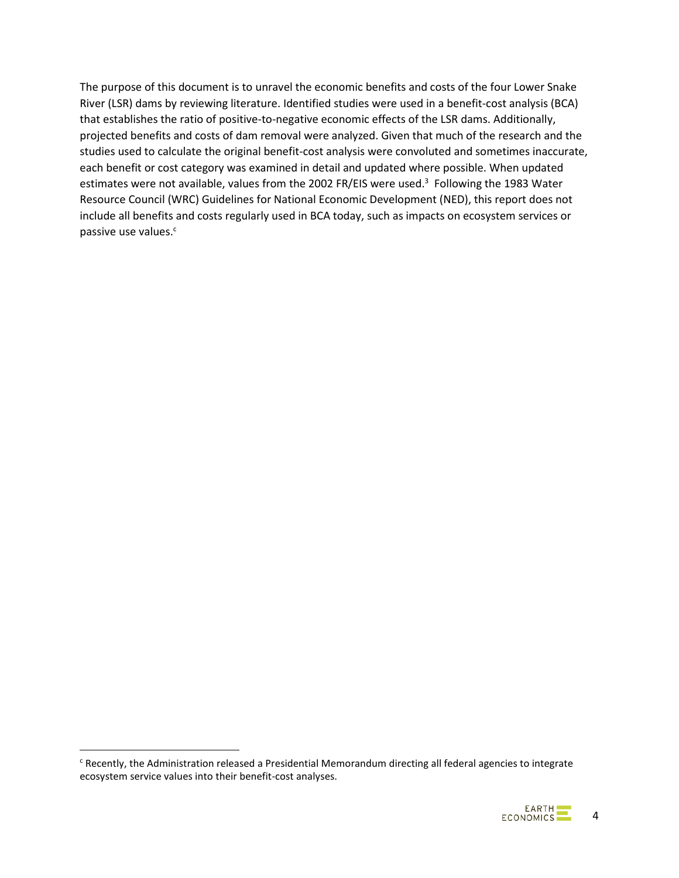The purpose of this document is to unravel the economic benefits and costs of the four Lower Snake River (LSR) dams by reviewing literature. Identified studies were used in a benefit-cost analysis (BCA) that establishes the ratio of positive-to-negative economic effects of the LSR dams. Additionally, projected benefits and costs of dam removal were analyzed. Given that much of the research and the studies used to calculate the original benefit-cost analysis were convoluted and sometimes inaccurate, each benefit or cost category was examined in detail and updated where possible. When updated estimates were not available, values from the 2002 FR/EIS were used.[3] Following the 1983 Water Resource Council (WRC) Guidelines for National Economic Development (NED), this report does not include all benefits and costs regularly used in BCA today, such as impacts on ecosystem services or passive use values.[c]

[c] Recently, the Administration released a Presidential Memorandum directing all federal agencies to integrate ecosystem service values into their benefit-cost analyses.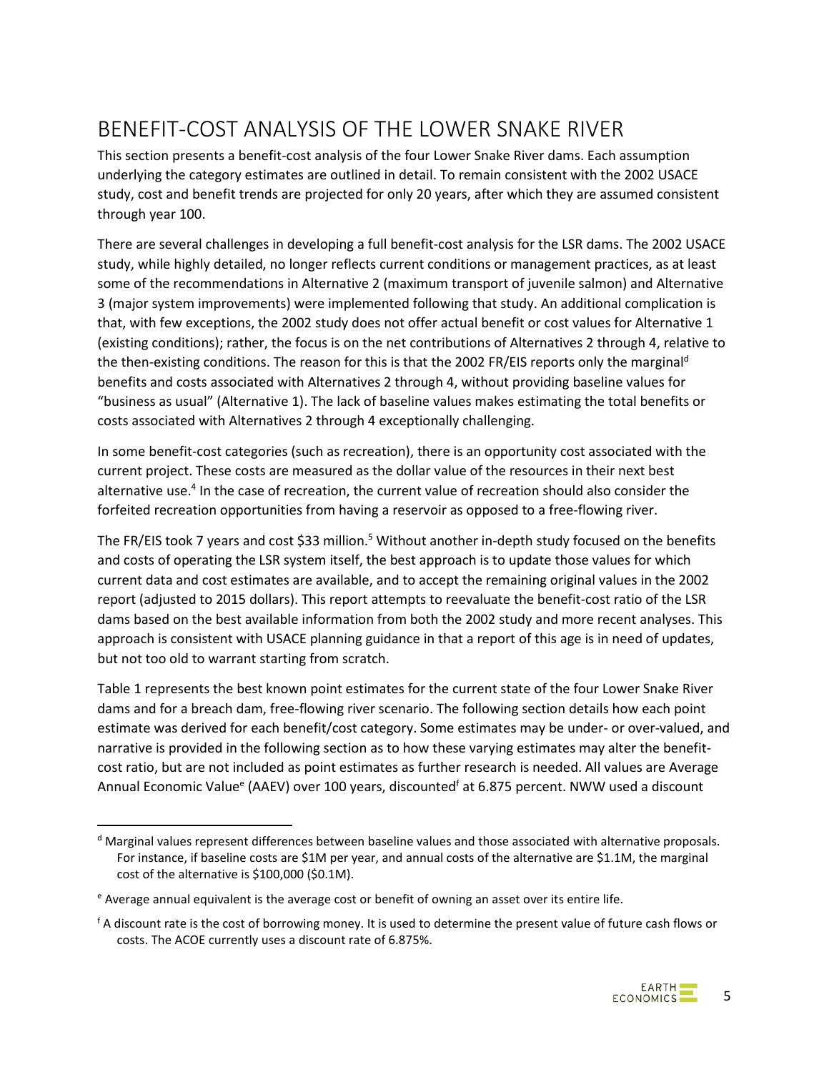# BENEFIT-COST ANALYSIS OF THE LOWER SNAKE RIVER

This section presents a benefit-cost analysis of the four Lower Snake River dams. Each assumption underlying the category estimates are outlined in detail. To remain consistent with the 2002 USACE study, cost and benefit trends are projected for only 20 years, after which they are assumed consistent through year 100.

There are several challenges in developing a full benefit-cost analysis for the LSR dams. The 2002 USACE study, while highly detailed, no longer reflects current conditions or management practices, as at least some of the recommendations in Alternative 2 (maximum transport of juvenile salmon) and Alternative 3 (major system improvements) were implemented following that study. An additional complication is that, with few exceptions, the 2002 study does not offer actual benefit or cost values for Alternative 1 (existing conditions); rather, the focus is on the net contributions of Alternatives 2 through 4, relative to the then-existing conditions. The reason for this is that the 2002 FR/EIS reports only the marginal[d] benefits and costs associated with Alternatives 2 through 4, without providing baseline values for "business as usual" (Alternative 1). The lack of baseline values makes estimating the total benefits or costs associated with Alternatives 2 through 4 exceptionally challenging.

In some benefit-cost categories (such as recreation), there is an opportunity cost associated with the current project. These costs are measured as the dollar value of the resources in their next best alternative use.[4] In the case of recreation, the current value of recreation should also consider the forfeited recreation opportunities from having a reservoir as opposed to a free-flowing river.

The FR/EIS took 7 years and cost $33 million.[5] Without another in-depth study focused on the benefits and costs of operating the LSR system itself, the best approach is to update those values for which current data and cost estimates are available, and to accept the remaining original values in the 2002 report (adjusted to 2015 dollars). This report attempts to reevaluate the benefit-cost ratio of the LSR dams based on the best available information from both the 2002 study and more recent analyses. This approach is consistent with USACE planning guidance in that a report of this age is in need of updates, but not too old to warrant starting from scratch.

Table 1 represents the best known point estimates for the current state of the four Lower Snake River dams and for a breach dam, free-flowing river scenario. The following section details how each point estimate was derived for each benefit/cost category. Some estimates may be under- or over-valued, and narrative is provided in the following section as to how these varying estimates may alter the benefit-cost ratio, but are not included as point estimates as further research is needed. All values are Average Annual Economic Value[e] (AAEV) over 100 years, discounted[f] at 6.875 percent. NWW used a discount

---

[d] Marginal values represent differences between baseline values and those associated with alternative proposals. For instance, if baseline costs are $1M per year, and annual costs of the alternative are $1.1M, the marginal cost of the alternative is $100,000 ($0.1M).

[e] Average annual equivalent is the average cost or benefit of owning an asset over its entire life.

[f] A discount rate is the cost of borrowing money. It is used to determine the present value of future cash flows or costs. The ACOE currently uses a discount rate of 6.875%.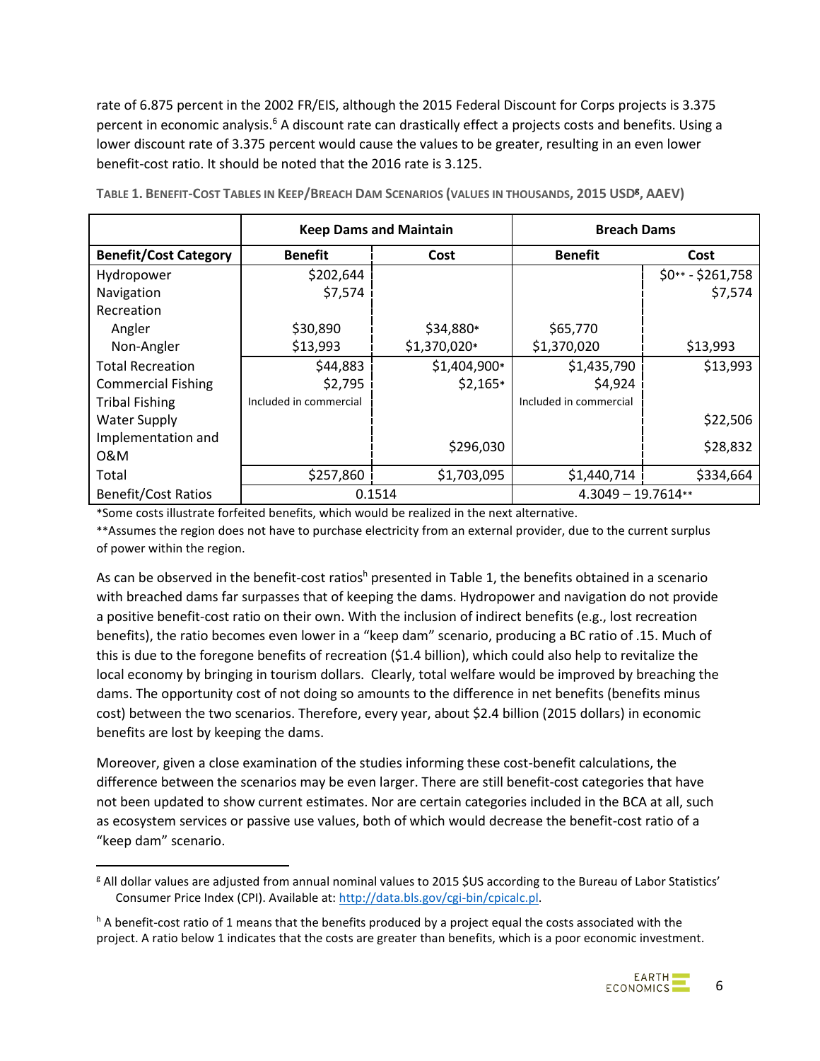rate of 6.875 percent in the 2002 FR/EIS, although the 2015 Federal Discount for Corps projects is 3.375 percent in economic analysis.[6] A discount rate can drastically effect a projects costs and benefits. Using a lower discount rate of 3.375 percent would cause the values to be greater, resulting in an even lower benefit-cost ratio. It should be noted that the 2016 rate is 3.125.

**Table 1. Benefit-Cost Tables in Keep/Breach Dam Scenarios (values in thousands, 2015 USD[g], AAEV)**

| | Keep Dams and Maintain | | Breach Dams | |
|---|---|---|---|---|
| **Benefit/Cost Category** | **Benefit** | **Cost** | **Benefit** | **Cost** |
| Hydropower | $202,644 | | | $0** - $261,758 |
| Navigation | $7,574 | | | $7,574 |
| Recreation | | | | |
| Angler | $30,890 | $34,880* | $65,770 | |
| Non-Angler | $13,993 | $1,370,020* | $1,370,020 | $13,993 |
| Total Recreation | $44,883 | $1,404,900* | $1,435,790 | $13,993 |
| Commercial Fishing | $2,795 | $2,165* | $4,924 | |
| Tribal Fishing | Included in commercial | | Included in commercial | |
| Water Supply | | | | $22,506 |
| Implementation and O&M | | $296,030 | | $28,832 |
| Total | $257,860 | $1,703,095 | $1,440,714 | $334,664 |
| Benefit/Cost Ratios | 0.1514 | | 4.3049 – 19.7614** | |

*Some costs illustrate forfeited benefits, which would be realized in the next alternative.

**Assumes the region does not have to purchase electricity from an external provider, due to the current surplus of power within the region.

As can be observed in the benefit-cost ratios[h] presented in Table 1, the benefits obtained in a scenario with breached dams far surpasses that of keeping the dams. Hydropower and navigation do not provide a positive benefit-cost ratio on their own. With the inclusion of indirect benefits (e.g., lost recreation benefits), the ratio becomes even lower in a "keep dam" scenario, producing a BC ratio of .15. Much of this is due to the foregone benefits of recreation ($1.4 billion), which could also help to revitalize the local economy by bringing in tourism dollars. Clearly, total welfare would be improved by breaching the dams. The opportunity cost of not doing so amounts to the difference in net benefits (benefits minus cost) between the two scenarios. Therefore, every year, about $2.4 billion (2015 dollars) in economic benefits are lost by keeping the dams.

Moreover, given a close examination of the studies informing these cost-benefit calculations, the difference between the scenarios may be even larger. There are still benefit-cost categories that have not been updated to show current estimates. Nor are certain categories included in the BCA at all, such as ecosystem services or passive use values, both of which would decrease the benefit-cost ratio of a "keep dam" scenario.

---

[g] All dollar values are adjusted from annual nominal values to 2015 $US according to the Bureau of Labor Statistics' Consumer Price Index (CPI). Available at: http://data.bls.gov/cgi-bin/cpicalc.pl.

[h] A benefit-cost ratio of 1 means that the benefits produced by a project equal the costs associated with the project. A ratio below 1 indicates that the costs are greater than benefits, which is a poor economic investment.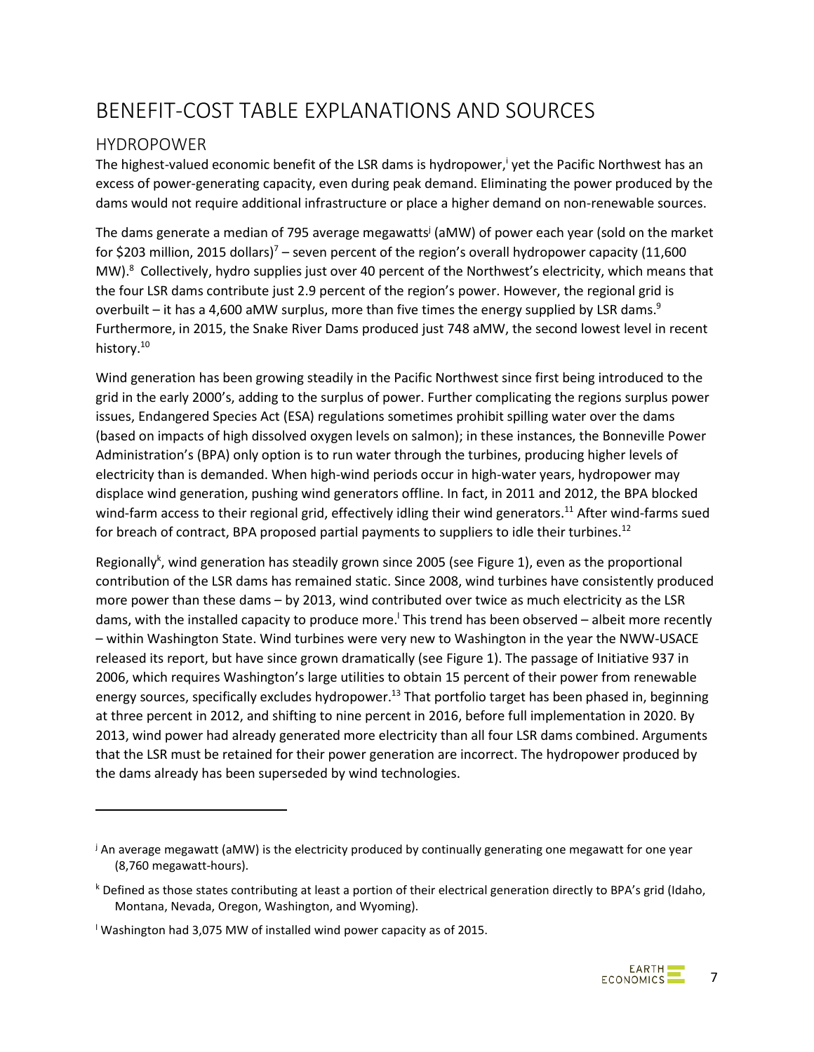# BENEFIT-COST TABLE EXPLANATIONS AND SOURCES

## HYDROPOWER

The highest-valued economic benefit of the LSR dams is hydropower,[i] yet the Pacific Northwest has an excess of power-generating capacity, even during peak demand. Eliminating the power produced by the dams would not require additional infrastructure or place a higher demand on non-renewable sources.

The dams generate a median of 795 average megawatts[j] (aMW) of power each year (sold on the market for $203 million, 2015 dollars)[7] – seven percent of the region's overall hydropower capacity (11,600 MW).[8] Collectively, hydro supplies just over 40 percent of the Northwest's electricity, which means that the four LSR dams contribute just 2.9 percent of the region's power. However, the regional grid is overbuilt – it has a 4,600 aMW surplus, more than five times the energy supplied by LSR dams.[9] Furthermore, in 2015, the Snake River Dams produced just 748 aMW, the second lowest level in recent history.[10]

Wind generation has been growing steadily in the Pacific Northwest since first being introduced to the grid in the early 2000's, adding to the surplus of power. Further complicating the regions surplus power issues, Endangered Species Act (ESA) regulations sometimes prohibit spilling water over the dams (based on impacts of high dissolved oxygen levels on salmon); in these instances, the Bonneville Power Administration's (BPA) only option is to run water through the turbines, producing higher levels of electricity than is demanded. When high-wind periods occur in high-water years, hydropower may displace wind generation, pushing wind generators offline. In fact, in 2011 and 2012, the BPA blocked wind-farm access to their regional grid, effectively idling their wind generators.[11] After wind-farms sued for breach of contract, BPA proposed partial payments to suppliers to idle their turbines.[12]

Regionally[k], wind generation has steadily grown since 2005 (see Figure 1), even as the proportional contribution of the LSR dams has remained static. Since 2008, wind turbines have consistently produced more power than these dams – by 2013, wind contributed over twice as much electricity as the LSR dams, with the installed capacity to produce more.[l] This trend has been observed – albeit more recently – within Washington State. Wind turbines were very new to Washington in the year the NWW-USACE released its report, but have since grown dramatically (see Figure 1). The passage of Initiative 937 in 2006, which requires Washington's large utilities to obtain 15 percent of their power from renewable energy sources, specifically excludes hydropower.[13] That portfolio target has been phased in, beginning at three percent in 2012, and shifting to nine percent in 2016, before full implementation in 2020. By 2013, wind power had already generated more electricity than all four LSR dams combined. Arguments that the LSR must be retained for their power generation are incorrect. The hydropower produced by the dams already has been superseded by wind technologies.

---

[j] An average megawatt (aMW) is the electricity produced by continually generating one megawatt for one year (8,760 megawatt-hours).

[k] Defined as those states contributing at least a portion of their electrical generation directly to BPA's grid (Idaho, Montana, Nevada, Oregon, Washington, and Wyoming).

[l] Washington had 3,075 MW of installed wind power capacity as of 2015.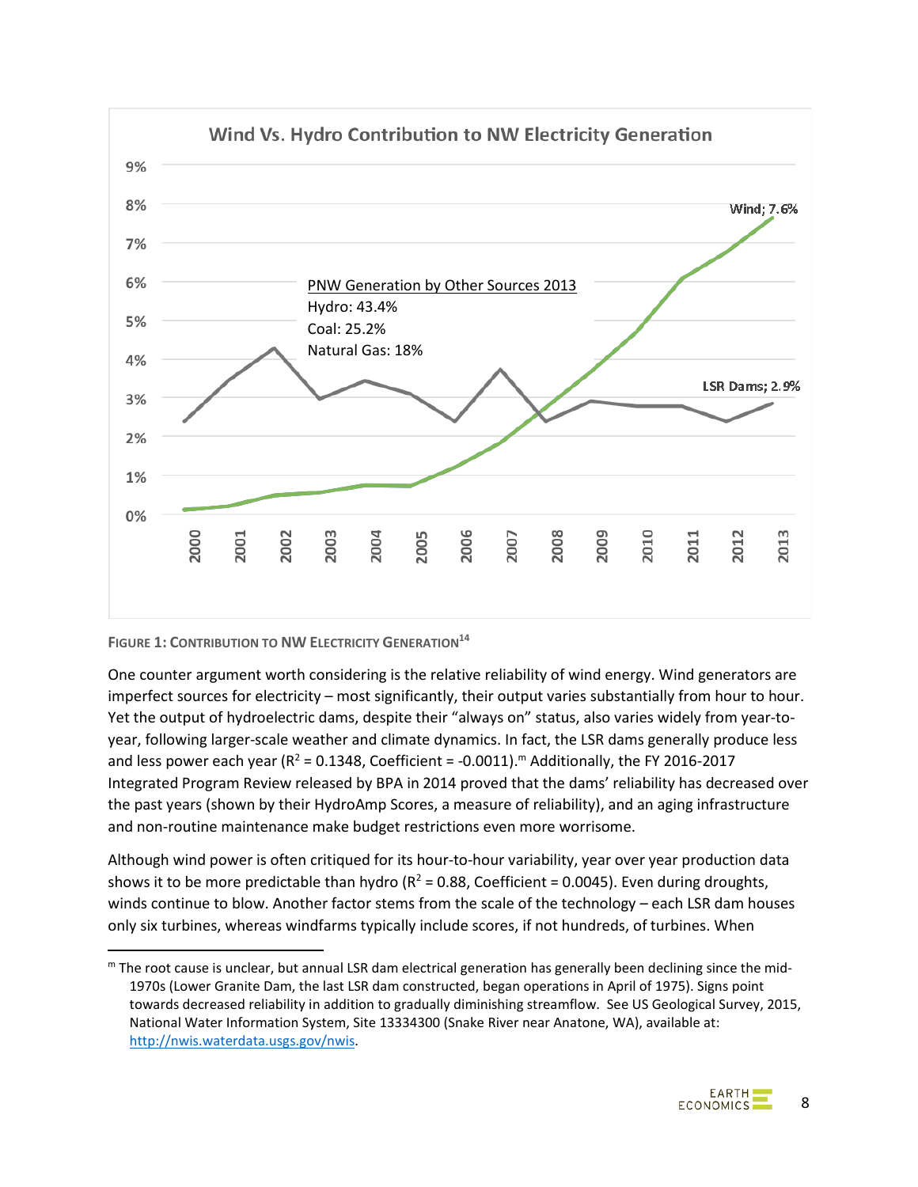**Figure 1: Contribution to NW Electricity Generation**[14]

One counter argument worth considering is the relative reliability of wind energy. Wind generators are imperfect sources for electricity – most significantly, their output varies substantially from hour to hour. Yet the output of hydroelectric dams, despite their "always on" status, also varies widely from year-to-year, following larger-scale weather and climate dynamics. In fact, the LSR dams generally produce less and less power each year ($R^2$ = 0.1348, Coefficient = -0.0011).[m] Additionally, the FY 2016-2017 Integrated Program Review released by BPA in 2014 proved that the dams' reliability has decreased over the past years (shown by their HydroAmp Scores, a measure of reliability), and an aging infrastructure and non-routine maintenance make budget restrictions even more worrisome.

Although wind power is often critiqued for its hour-to-hour variability, year over year production data shows it to be more predictable than hydro ($R^2$ = 0.88, Coefficient = 0.0045). Even during droughts, winds continue to blow. Another factor stems from the scale of the technology – each LSR dam houses only six turbines, whereas windfarms typically include scores, if not hundreds, of turbines. When

---

[m] The root cause is unclear, but annual LSR dam electrical generation has generally been declining since the mid-1970s (Lower Granite Dam, the last LSR dam constructed, began operations in April of 1975). Signs point towards decreased reliability in addition to gradually diminishing streamflow. See US Geological Survey, 2015, National Water Information System, Site 13334300 (Snake River near Anatone, WA), available at: http://nwis.waterdata.usgs.gov/nwis.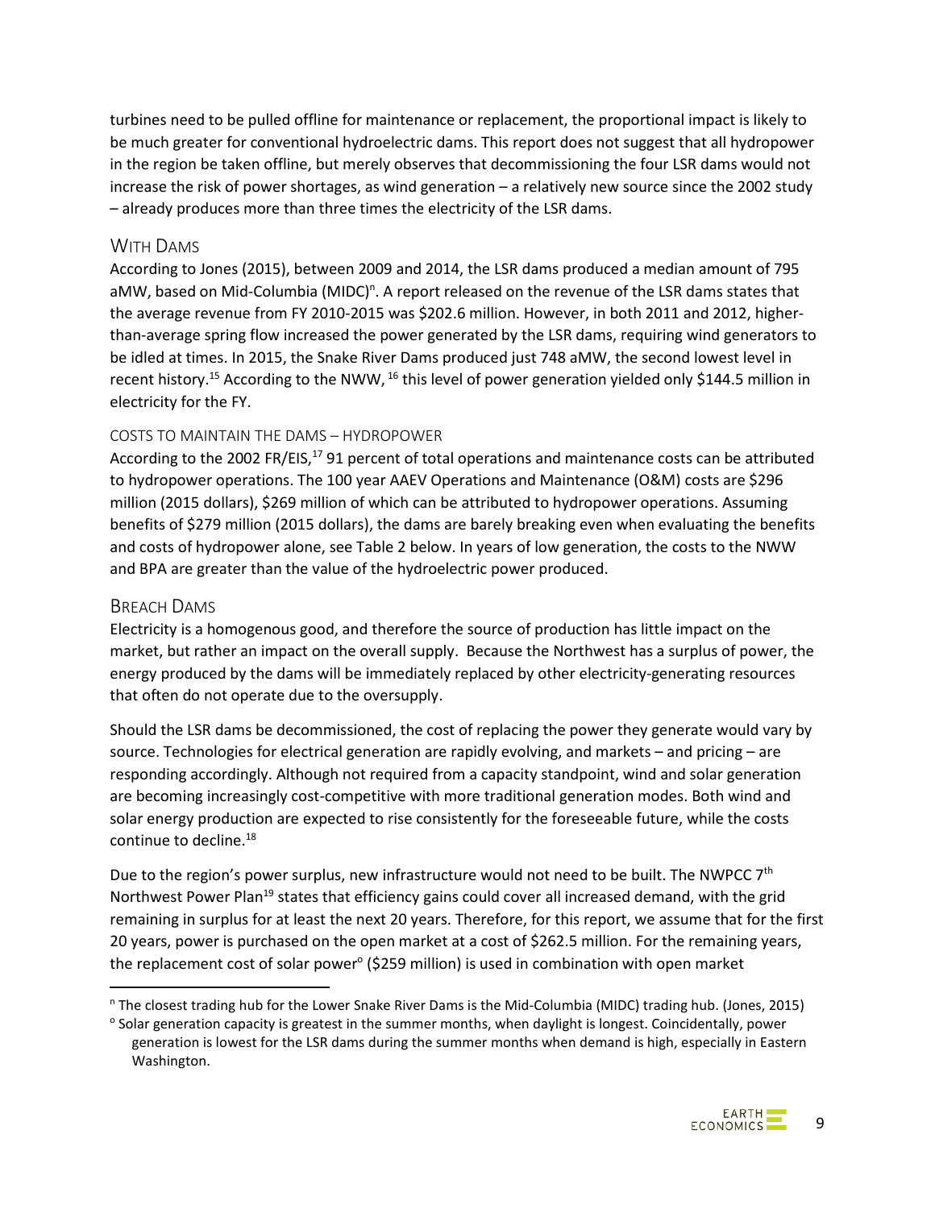turbines need to be pulled offline for maintenance or replacement, the proportional impact is likely to be much greater for conventional hydroelectric dams. This report does not suggest that all hydropower in the region be taken offline, but merely observes that decommissioning the four LSR dams would not increase the risk of power shortages, as wind generation – a relatively new source since the 2002 study – already produces more than three times the electricity of the LSR dams.

## With Dams

According to Jones (2015), between 2009 and 2014, the LSR dams produced a median amount of 795 aMW, based on Mid-Columbia (MIDC)[n]. A report released on the revenue of the LSR dams states that the average revenue from FY 2010-2015 was $202.6 million. However, in both 2011 and 2012, higher-than-average spring flow increased the power generated by the LSR dams, requiring wind generators to be idled at times. In 2015, the Snake River Dams produced just 748 aMW, the second lowest level in recent history.[15] According to the NWW, [16] this level of power generation yielded only $144.5 million in electricity for the FY.

### Costs to Maintain the Dams – Hydropower

According to the 2002 FR/EIS,[17] 91 percent of total operations and maintenance costs can be attributed to hydropower operations. The 100 year AAEV Operations and Maintenance (O&M) costs are $296 million (2015 dollars), $269 million of which can be attributed to hydropower operations. Assuming benefits of $279 million (2015 dollars), the dams are barely breaking even when evaluating the benefits and costs of hydropower alone, see Table 2 below. In years of low generation, the costs to the NWW and BPA are greater than the value of the hydroelectric power produced.

## Breach Dams

Electricity is a homogenous good, and therefore the source of production has little impact on the market, but rather an impact on the overall supply. Because the Northwest has a surplus of power, the energy produced by the dams will be immediately replaced by other electricity-generating resources that often do not operate due to the oversupply.

Should the LSR dams be decommissioned, the cost of replacing the power they generate would vary by source. Technologies for electrical generation are rapidly evolving, and markets – and pricing – are responding accordingly. Although not required from a capacity standpoint, wind and solar generation are becoming increasingly cost-competitive with more traditional generation modes. Both wind and solar energy production are expected to rise consistently for the foreseeable future, while the costs continue to decline.[18]

Due to the region's power surplus, new infrastructure would not need to be built. The NWPCC 7th Northwest Power Plan[19] states that efficiency gains could cover all increased demand, with the grid remaining in surplus for at least the next 20 years. Therefore, for this report, we assume that for the first 20 years, power is purchased on the open market at a cost of $262.5 million. For the remaining years, the replacement cost of solar power[o] ($259 million) is used in combination with open market

---

[n] The closest trading hub for the Lower Snake River Dams is the Mid-Columbia (MIDC) trading hub. (Jones, 2015)

[o] Solar generation capacity is greatest in the summer months, when daylight is longest. Coincidentally, power generation is lowest for the LSR dams during the summer months when demand is high, especially in Eastern Washington.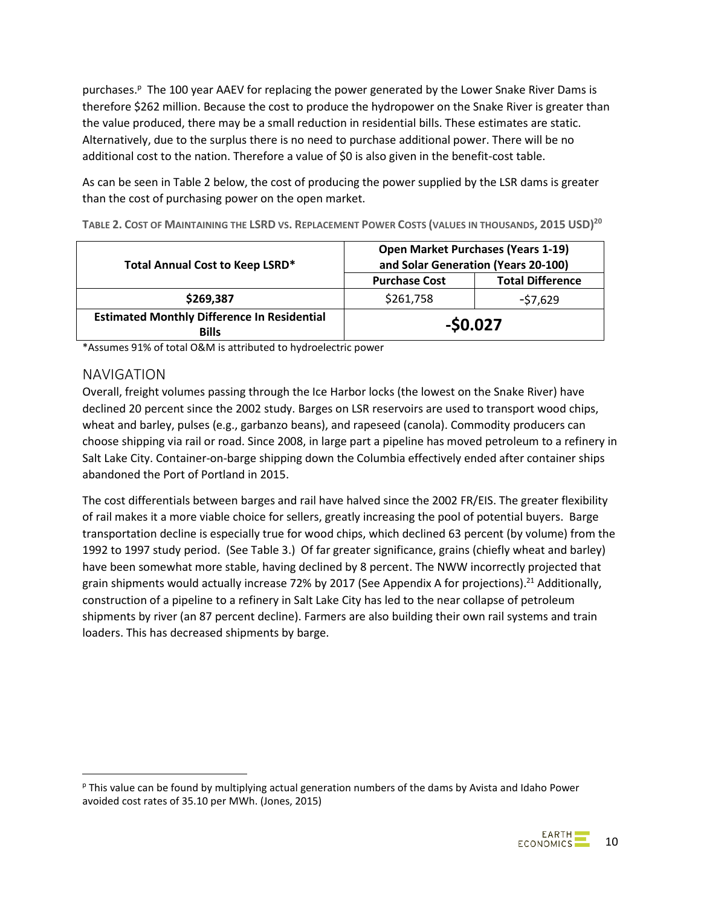purchases.[p] The 100 year AAEV for replacing the power generated by the Lower Snake River Dams is therefore $262 million. Because the cost to produce the hydropower on the Snake River is greater than the value produced, there may be a small reduction in residential bills. These estimates are static. Alternatively, due to the surplus there is no need to purchase additional power. There will be no additional cost to the nation. Therefore a value of $0 is also given in the benefit-cost table.

As can be seen in Table 2 below, the cost of producing the power supplied by the LSR dams is greater than the cost of purchasing power on the open market.

**TABLE 2. COST OF MAINTAINING THE LSRD VS. REPLACEMENT POWER COSTS (VALUES IN THOUSANDS, 2015 USD)[20]**

| Total Annual Cost to Keep LSRD* | Open Market Purchases (Years 1-19) and Solar Generation (Years 20-100) | |
|---|---|---|
| | **Purchase Cost** | **Total Difference** |
| **$269,387** | $261,758 | -$7,629 |
| **Estimated Monthly Difference In Residential Bills** | **-$0.027** | |

*Assumes 91% of total O&M is attributed to hydroelectric power

## NAVIGATION

Overall, freight volumes passing through the Ice Harbor locks (the lowest on the Snake River) have declined 20 percent since the 2002 study. Barges on LSR reservoirs are used to transport wood chips, wheat and barley, pulses (e.g., garbanzo beans), and rapeseed (canola). Commodity producers can choose shipping via rail or road. Since 2008, in large part a pipeline has moved petroleum to a refinery in Salt Lake City. Container-on-barge shipping down the Columbia effectively ended after container ships abandoned the Port of Portland in 2015.

The cost differentials between barges and rail have halved since the 2002 FR/EIS. The greater flexibility of rail makes it a more viable choice for sellers, greatly increasing the pool of potential buyers. Barge transportation decline is especially true for wood chips, which declined 63 percent (by volume) from the 1992 to 1997 study period. (See Table 3.) Of far greater significance, grains (chiefly wheat and barley) have been somewhat more stable, having declined by 8 percent. The NWW incorrectly projected that grain shipments would actually increase 72% by 2017 (See Appendix A for projections).[21] Additionally, construction of a pipeline to a refinery in Salt Lake City has led to the near collapse of petroleum shipments by river (an 87 percent decline). Farmers are also building their own rail systems and train loaders. This has decreased shipments by barge.

---

[p] This value can be found by multiplying actual generation numbers of the dams by Avista and Idaho Power avoided cost rates of 35.10 per MWh. (Jones, 2015)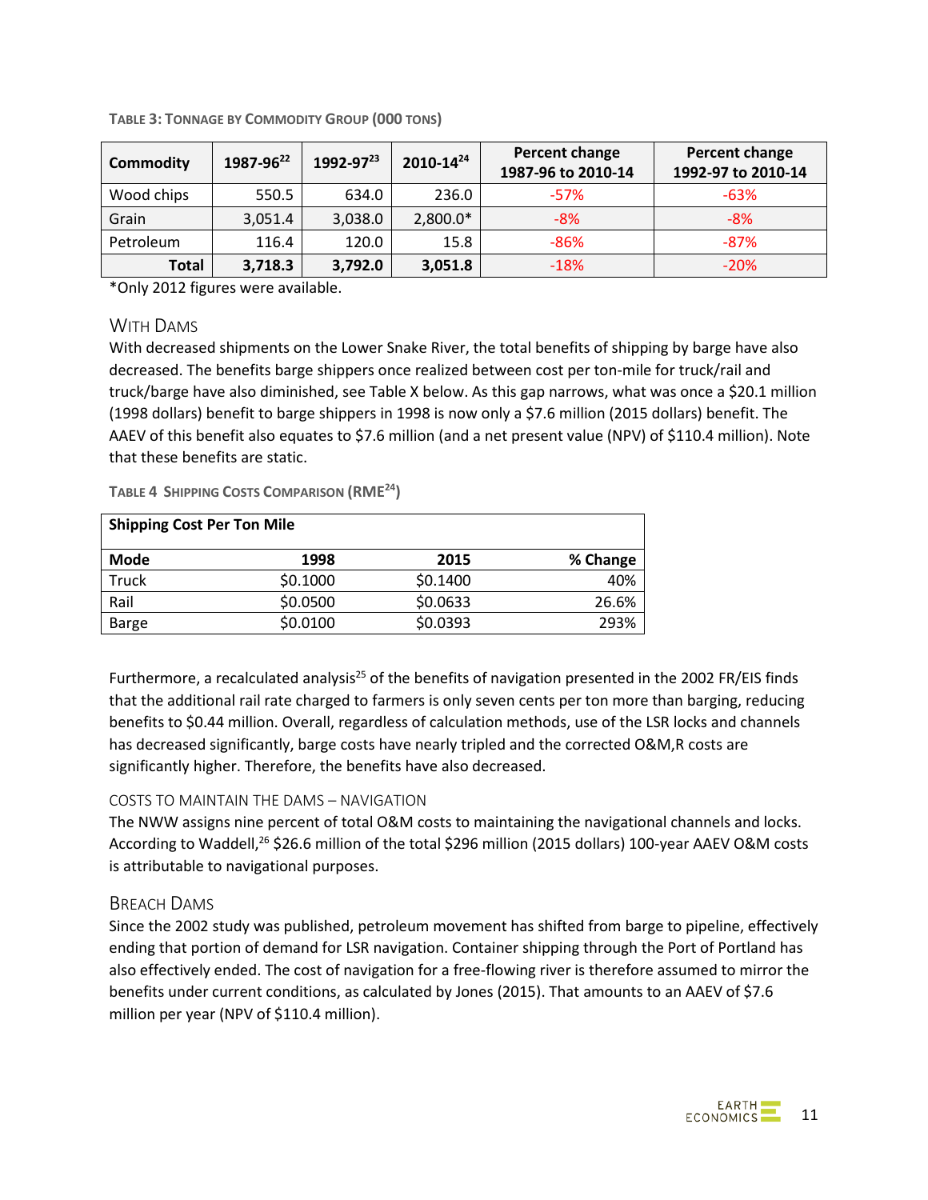**TABLE 3: TONNAGE BY COMMODITY GROUP (000 TONS)**

| Commodity | 1987-96[22] | 1992-97[23] | 2010-14[24] | Percent change 1987-96 to 2010-14 | Percent change 1992-97 to 2010-14 |
|---|---|---|---|---|---|
| Wood chips | 550.5 | 634.0 | 236.0 | -57% | -63% |
| Grain | 3,051.4 | 3,038.0 | 2,800.0* | -8% | -8% |
| Petroleum | 116.4 | 120.0 | 15.8 | -86% | -87% |
| **Total** | **3,718.3** | **3,792.0** | **3,051.8** | -18% | -20% |

*Only 2012 figures were available.

## WITH DAMS

With decreased shipments on the Lower Snake River, the total benefits of shipping by barge have also decreased. The benefits barge shippers once realized between cost per ton-mile for truck/rail and truck/barge have also diminished, see Table X below. As this gap narrows, what was once a $20.1 million (1998 dollars) benefit to barge shippers in 1998 is now only a $7.6 million (2015 dollars) benefit. The AAEV of this benefit also equates to $7.6 million (and a net present value (NPV) of $110.4 million). Note that these benefits are static.

**TABLE 4 SHIPPING COSTS COMPARISON (RME[24])**

| Shipping Cost Per Ton Mile | | | |
|---|---|---|---|
| **Mode** | **1998** | **2015** | **% Change** |
| Truck | $0.1000 | $0.1400 | 40% |
| Rail | $0.0500 | $0.0633 | 26.6% |
| Barge | $0.0100 | $0.0393 | 293% |

Furthermore, a recalculated analysis[25] of the benefits of navigation presented in the 2002 FR/EIS finds that the additional rail rate charged to farmers is only seven cents per ton more than barging, reducing benefits to $0.44 million. Overall, regardless of calculation methods, use of the LSR locks and channels has decreased significantly, barge costs have nearly tripled and the corrected O&M,R costs are significantly higher. Therefore, the benefits have also decreased.

### COSTS TO MAINTAIN THE DAMS – NAVIGATION

The NWW assigns nine percent of total O&M costs to maintaining the navigational channels and locks. According to Waddell,[26] $26.6 million of the total $296 million (2015 dollars) 100-year AAEV O&M costs is attributable to navigational purposes.

## BREACH DAMS

Since the 2002 study was published, petroleum movement has shifted from barge to pipeline, effectively ending that portion of demand for LSR navigation. Container shipping through the Port of Portland has also effectively ended. The cost of navigation for a free-flowing river is therefore assumed to mirror the benefits under current conditions, as calculated by Jones (2015). That amounts to an AAEV of $7.6 million per year (NPV of $110.4 million).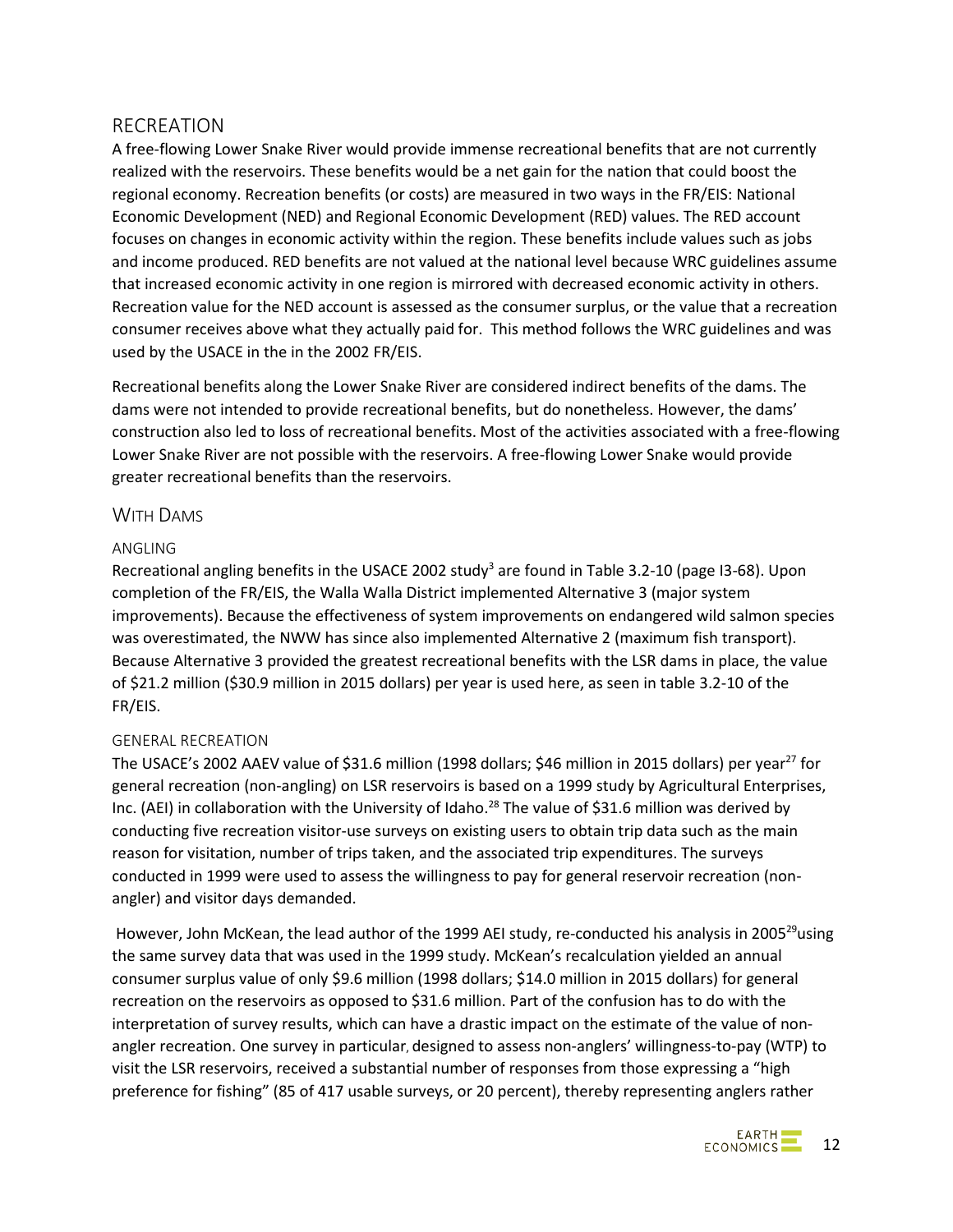## RECREATION

A free-flowing Lower Snake River would provide immense recreational benefits that are not currently realized with the reservoirs. These benefits would be a net gain for the nation that could boost the regional economy. Recreation benefits (or costs) are measured in two ways in the FR/EIS: National Economic Development (NED) and Regional Economic Development (RED) values. The RED account focuses on changes in economic activity within the region. These benefits include values such as jobs and income produced. RED benefits are not valued at the national level because WRC guidelines assume that increased economic activity in one region is mirrored with decreased economic activity in others. Recreation value for the NED account is assessed as the consumer surplus, or the value that a recreation consumer receives above what they actually paid for. This method follows the WRC guidelines and was used by the USACE in the in the 2002 FR/EIS.

Recreational benefits along the Lower Snake River are considered indirect benefits of the dams. The dams were not intended to provide recreational benefits, but do nonetheless. However, the dams' construction also led to loss of recreational benefits. Most of the activities associated with a free-flowing Lower Snake River are not possible with the reservoirs. A free-flowing Lower Snake would provide greater recreational benefits than the reservoirs.

### WITH DAMS

#### ANGLING

Recreational angling benefits in the USACE 2002 study[3] are found in Table 3.2-10 (page I3-68). Upon completion of the FR/EIS, the Walla Walla District implemented Alternative 3 (major system improvements). Because the effectiveness of system improvements on endangered wild salmon species was overestimated, the NWW has since also implemented Alternative 2 (maximum fish transport). Because Alternative 3 provided the greatest recreational benefits with the LSR dams in place, the value of $21.2 million ($30.9 million in 2015 dollars) per year is used here, as seen in table 3.2-10 of the FR/EIS.

#### GENERAL RECREATION

The USACE's 2002 AAEV value of $31.6 million (1998 dollars; $46 million in 2015 dollars) per year[27] for general recreation (non-angling) on LSR reservoirs is based on a 1999 study by Agricultural Enterprises, Inc. (AEI) in collaboration with the University of Idaho.[28] The value of $31.6 million was derived by conducting five recreation visitor-use surveys on existing users to obtain trip data such as the main reason for visitation, number of trips taken, and the associated trip expenditures. The surveys conducted in 1999 were used to assess the willingness to pay for general reservoir recreation (non-angler) and visitor days demanded.

However, John McKean, the lead author of the 1999 AEI study, re-conducted his analysis in 2005[29] using the same survey data that was used in the 1999 study. McKean's recalculation yielded an annual consumer surplus value of only $9.6 million (1998 dollars; $14.0 million in 2015 dollars) for general recreation on the reservoirs as opposed to $31.6 million. Part of the confusion has to do with the interpretation of survey results, which can have a drastic impact on the estimate of the value of non-angler recreation. One survey in particular, designed to assess non-anglers' willingness-to-pay (WTP) to visit the LSR reservoirs, received a substantial number of responses from those expressing a "high preference for fishing" (85 of 417 usable surveys, or 20 percent), thereby representing anglers rather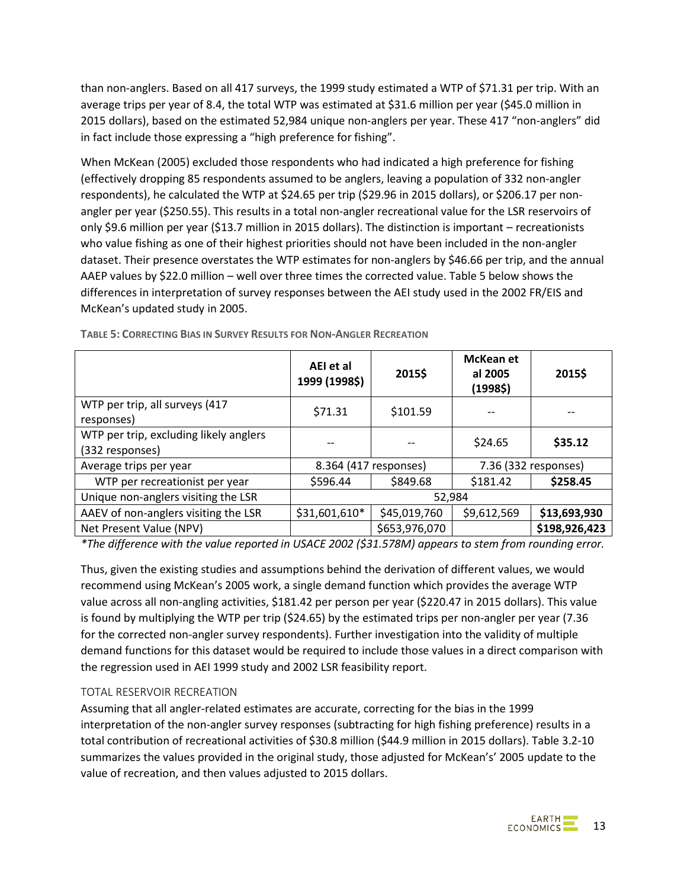than non-anglers. Based on all 417 surveys, the 1999 study estimated a WTP of $71.31 per trip. With an average trips per year of 8.4, the total WTP was estimated at $31.6 million per year ($45.0 million in 2015 dollars), based on the estimated 52,984 unique non-anglers per year. These 417 "non-anglers" did in fact include those expressing a "high preference for fishing".

When McKean (2005) excluded those respondents who had indicated a high preference for fishing (effectively dropping 85 respondents assumed to be anglers, leaving a population of 332 non-angler respondents), he calculated the WTP at $24.65 per trip ($29.96 in 2015 dollars), or $206.17 per non-angler per year ($250.55). This results in a total non-angler recreational value for the LSR reservoirs of only $9.6 million per year ($13.7 million in 2015 dollars). The distinction is important – recreationists who value fishing as one of their highest priorities should not have been included in the non-angler dataset. Their presence overstates the WTP estimates for non-anglers by $46.66 per trip, and the annual AAEP values by $22.0 million – well over three times the corrected value. Table 5 below shows the differences in interpretation of survey responses between the AEI study used in the 2002 FR/EIS and McKean's updated study in 2005.

**TABLE 5: CORRECTING BIAS IN SURVEY RESULTS FOR NON-ANGLER RECREATION**

| | AEI et al 1999 (1998$) | 2015$ | McKean et al 2005 (1998$) | 2015$ |
|---|---|---|---|---|
| WTP per trip, all surveys (417 responses) | $71.31 | $101.59 | -- | -- |
| WTP per trip, excluding likely anglers (332 responses) | -- | -- | $24.65 | **$35.12** |
| Average trips per year | 8.364 (417 responses) | | 7.36 (332 responses) | |
| WTP per recreationist per year | $596.44 | $849.68 | $181.42 | **$258.45** |
| Unique non-anglers visiting the LSR | 52,984 | | | |
| AAEV of non-anglers visiting the LSR | $31,601,610* | $45,019,760 | $9,612,569 | **$13,693,930** |
| Net Present Value (NPV) | | $653,976,070 | | **$198,926,423** |

*\*The difference with the value reported in USACE 2002 ($31.578M) appears to stem from rounding error.*

Thus, given the existing studies and assumptions behind the derivation of different values, we would recommend using McKean's 2005 work, a single demand function which provides the average WTP value across all non-angling activities, $181.42 per person per year ($220.47 in 2015 dollars). This value is found by multiplying the WTP per trip ($24.65) by the estimated trips per non-angler per year (7.36 for the corrected non-angler survey respondents). Further investigation into the validity of multiple demand functions for this dataset would be required to include those values in a direct comparison with the regression used in AEI 1999 study and 2002 LSR feasibility report.

### TOTAL RESERVOIR RECREATION

Assuming that all angler-related estimates are accurate, correcting for the bias in the 1999 interpretation of the non-angler survey responses (subtracting for high fishing preference) results in a total contribution of recreational activities of $30.8 million ($44.9 million in 2015 dollars). Table 3.2-10 summarizes the values provided in the original study, those adjusted for McKean's' 2005 update to the value of recreation, and then values adjusted to 2015 dollars.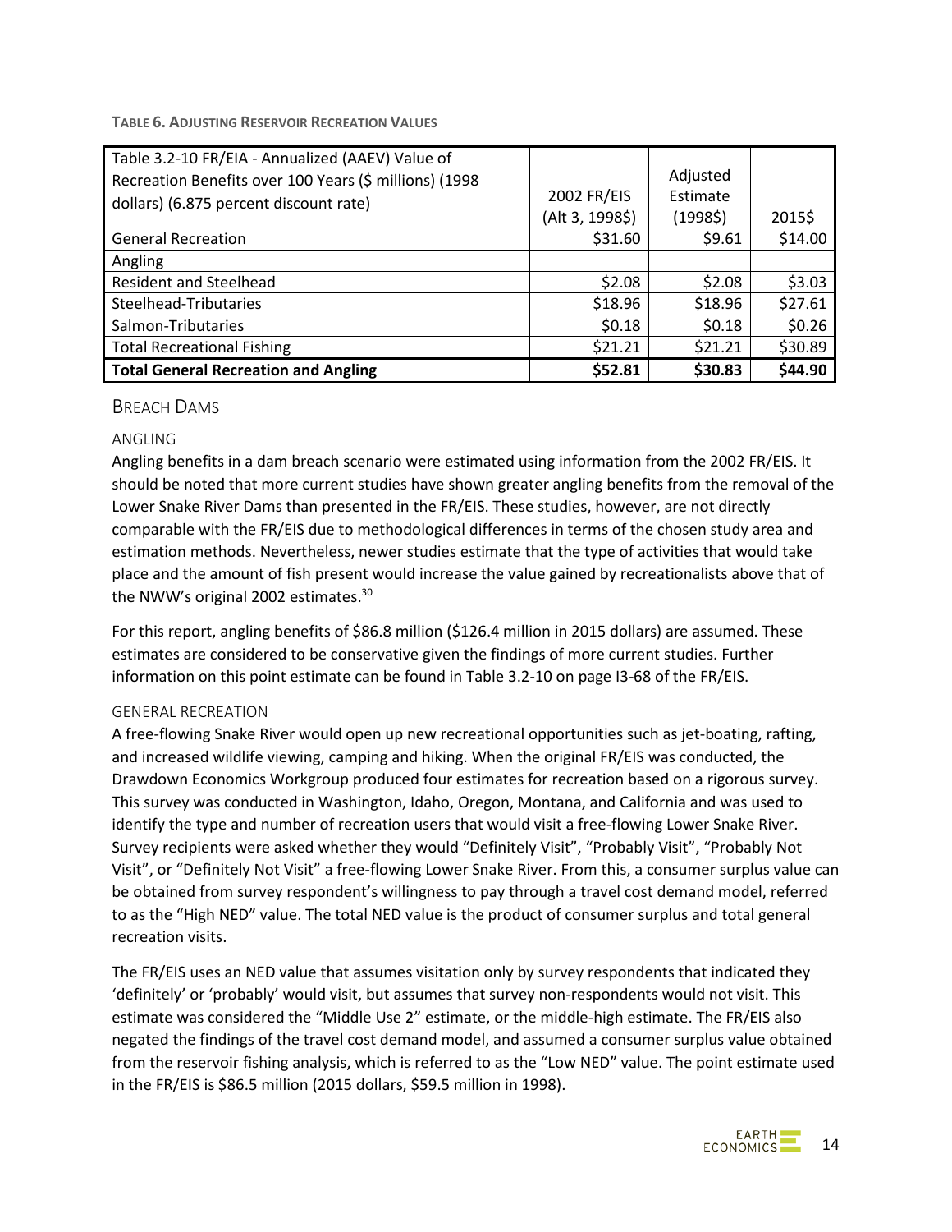**TABLE 6. ADJUSTING RESERVOIR RECREATION VALUES**

| Table 3.2-10 FR/EIA - Annualized (AAEV) Value of Recreation Benefits over 100 Years ($ millions) (1998 dollars) (6.875 percent discount rate) | 2002 FR/EIS (Alt 3, 1998$) | Adjusted Estimate (1998$) | 2015$ |
|---|---|---|---|
| General Recreation | $31.60 | $9.61 | $14.00 |
| Angling | | | |
| Resident and Steelhead | $2.08 | $2.08 | $3.03 |
| Steelhead-Tributaries | $18.96 | $18.96 | $27.61 |
| Salmon-Tributaries | $0.18 | $0.18 | $0.26 |
| Total Recreational Fishing | $21.21 | $21.21 | $30.89 |
| **Total General Recreation and Angling** | **$52.81** | **$30.83** | **$44.90** |

## BREACH DAMS

### ANGLING

Angling benefits in a dam breach scenario were estimated using information from the 2002 FR/EIS. It should be noted that more current studies have shown greater angling benefits from the removal of the Lower Snake River Dams than presented in the FR/EIS. These studies, however, are not directly comparable with the FR/EIS due to methodological differences in terms of the chosen study area and estimation methods. Nevertheless, newer studies estimate that the type of activities that would take place and the amount of fish present would increase the value gained by recreationalists above that of the NWW's original 2002 estimates.[30]

For this report, angling benefits of $86.8 million ($126.4 million in 2015 dollars) are assumed. These estimates are considered to be conservative given the findings of more current studies. Further information on this point estimate can be found in Table 3.2-10 on page I3-68 of the FR/EIS.

### GENERAL RECREATION

A free-flowing Snake River would open up new recreational opportunities such as jet-boating, rafting, and increased wildlife viewing, camping and hiking. When the original FR/EIS was conducted, the Drawdown Economics Workgroup produced four estimates for recreation based on a rigorous survey. This survey was conducted in Washington, Idaho, Oregon, Montana, and California and was used to identify the type and number of recreation users that would visit a free-flowing Lower Snake River. Survey recipients were asked whether they would "Definitely Visit", "Probably Visit", "Probably Not Visit", or "Definitely Not Visit" a free-flowing Lower Snake River. From this, a consumer surplus value can be obtained from survey respondent's willingness to pay through a travel cost demand model, referred to as the "High NED" value. The total NED value is the product of consumer surplus and total general recreation visits.

The FR/EIS uses an NED value that assumes visitation only by survey respondents that indicated they 'definitely' or 'probably' would visit, but assumes that survey non-respondents would not visit. This estimate was considered the "Middle Use 2" estimate, or the middle-high estimate. The FR/EIS also negated the findings of the travel cost demand model, and assumed a consumer surplus value obtained from the reservoir fishing analysis, which is referred to as the "Low NED" value. The point estimate used in the FR/EIS is $86.5 million (2015 dollars, $59.5 million in 1998).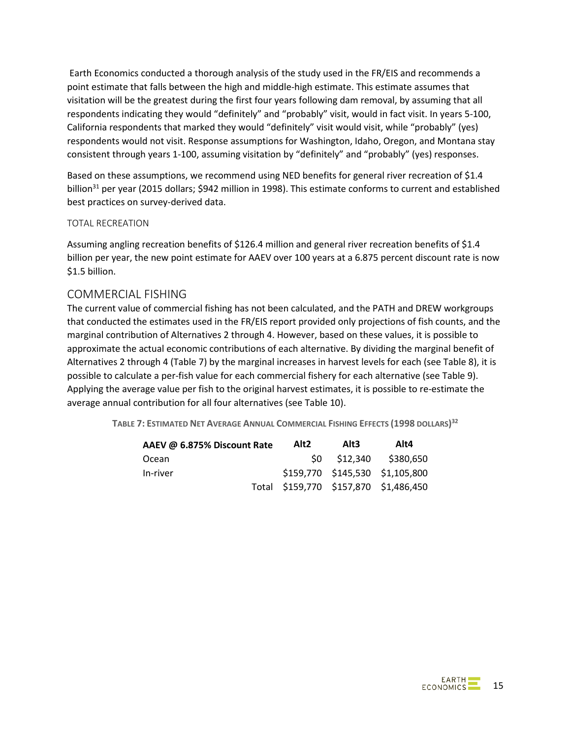Earth Economics conducted a thorough analysis of the study used in the FR/EIS and recommends a point estimate that falls between the high and middle-high estimate. This estimate assumes that visitation will be the greatest during the first four years following dam removal, by assuming that all respondents indicating they would "definitely" and "probably" visit, would in fact visit. In years 5-100, California respondents that marked they would "definitely" visit would visit, while "probably" (yes) respondents would not visit. Response assumptions for Washington, Idaho, Oregon, and Montana stay consistent through years 1-100, assuming visitation by "definitely" and "probably" (yes) responses.

Based on these assumptions, we recommend using NED benefits for general river recreation of $1.4 billion[31] per year (2015 dollars; $942 million in 1998). This estimate conforms to current and established best practices on survey-derived data.

### TOTAL RECREATION

Assuming angling recreation benefits of $126.4 million and general river recreation benefits of $1.4 billion per year, the new point estimate for AAEV over 100 years at a 6.875 percent discount rate is now $1.5 billion.

## COMMERCIAL FISHING

The current value of commercial fishing has not been calculated, and the PATH and DREW workgroups that conducted the estimates used in the FR/EIS report provided only projections of fish counts, and the marginal contribution of Alternatives 2 through 4. However, based on these values, it is possible to approximate the actual economic contributions of each alternative. By dividing the marginal benefit of Alternatives 2 through 4 (Table 7) by the marginal increases in harvest levels for each (see Table 8), it is possible to calculate a per-fish value for each commercial fishery for each alternative (see Table 9). Applying the average value per fish to the original harvest estimates, it is possible to re-estimate the average annual contribution for all four alternatives (see Table 10).

**TABLE 7: ESTIMATED NET AVERAGE ANNUAL COMMERCIAL FISHING EFFECTS (1998 DOLLARS)[32]**

| AAEV @ 6.875% Discount Rate | Alt2 | Alt3 | Alt4 |
|---|---|---|---|
| Ocean | $0 | $12,340 | $380,650 |
| In-river | $159,770 | $145,530 | $1,105,800 |
| Total | $159,770 | $157,870 | $1,486,450 |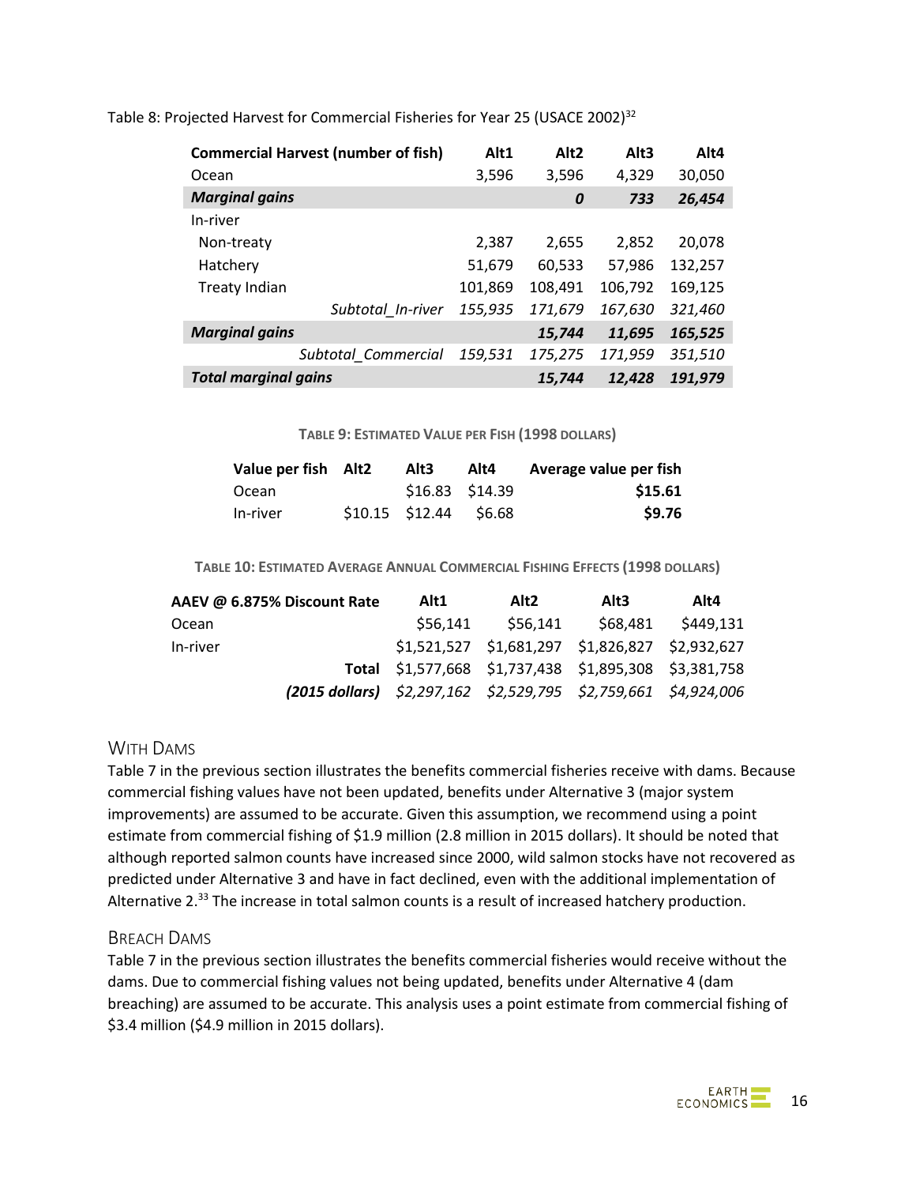Table 8: Projected Harvest for Commercial Fisheries for Year 25 (USACE 2002)[32]

| Commercial Harvest (number of fish) | Alt1 | Alt2 | Alt3 | Alt4 |
|---|---|---|---|---|
| Ocean | 3,596 | 3,596 | 4,329 | 30,050 |
| ***Marginal gains*** | | ***0*** | ***733*** | ***26,454*** |
| In-river | | | | |
| Non-treaty | 2,387 | 2,655 | 2,852 | 20,078 |
| Hatchery | 51,679 | 60,533 | 57,986 | 132,257 |
| Treaty Indian | 101,869 | 108,491 | 106,792 | 169,125 |
| *Subtotal_In-river* | *155,935* | *171,679* | *167,630* | *321,460* |
| ***Marginal gains*** | | ***15,744*** | ***11,695*** | ***165,525*** |
| *Subtotal_Commercial* | *159,531* | *175,275* | *171,959* | *351,510* |
| ***Total marginal gains*** | | ***15,744*** | ***12,428*** | ***191,979*** |

**TABLE 9: ESTIMATED VALUE PER FISH (1998 DOLLARS)**

| Value per fish | Alt2 | Alt3 | Alt4 | Average value per fish |
|---|---|---|---|---|
| Ocean | | $16.83 | $14.39 | **$15.61** |
| In-river | $10.15 | $12.44 | $6.68 | **$9.76** |

**TABLE 10: ESTIMATED AVERAGE ANNUAL COMMERCIAL FISHING EFFECTS (1998 DOLLARS)**

| AAEV @ 6.875% Discount Rate | Alt1 | Alt2 | Alt3 | Alt4 |
|---|---|---|---|---|
| Ocean | $56,141 | $56,141 | $68,481 | $449,131 |
| In-river | $1,521,527 | $1,681,297 | $1,826,827 | $2,932,627 |
| **Total** | $1,577,668 | $1,737,438 | $1,895,308 | $3,381,758 |
| ***(2015 dollars)*** | *$2,297,162* | *$2,529,795* | *$2,759,661* | *$4,924,006* |

## WITH DAMS

Table 7 in the previous section illustrates the benefits commercial fisheries receive with dams. Because commercial fishing values have not been updated, benefits under Alternative 3 (major system improvements) are assumed to be accurate. Given this assumption, we recommend using a point estimate from commercial fishing of $1.9 million (2.8 million in 2015 dollars). It should be noted that although reported salmon counts have increased since 2000, wild salmon stocks have not recovered as predicted under Alternative 3 and have in fact declined, even with the additional implementation of Alternative 2.[33] The increase in total salmon counts is a result of increased hatchery production.

## BREACH DAMS

Table 7 in the previous section illustrates the benefits commercial fisheries would receive without the dams. Due to commercial fishing values not being updated, benefits under Alternative 4 (dam breaching) are assumed to be accurate. This analysis uses a point estimate from commercial fishing of $3.4 million ($4.9 million in 2015 dollars).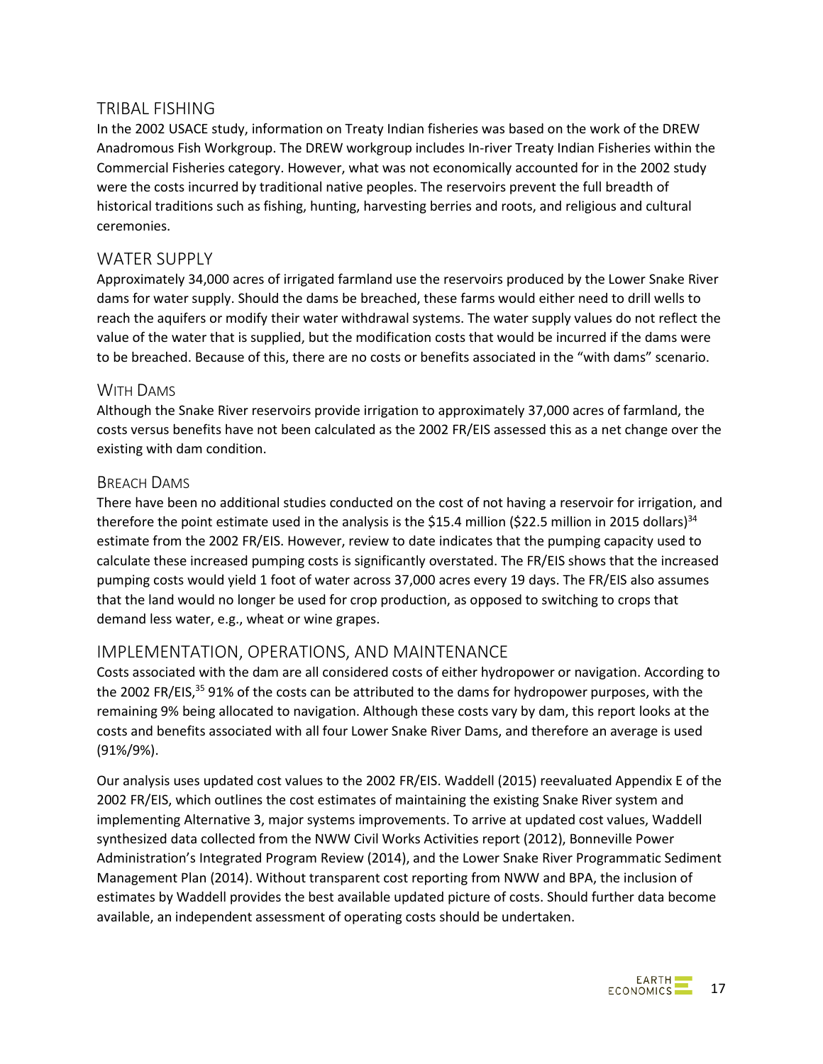## TRIBAL FISHING

In the 2002 USACE study, information on Treaty Indian fisheries was based on the work of the DREW Anadromous Fish Workgroup. The DREW workgroup includes In-river Treaty Indian Fisheries within the Commercial Fisheries category. However, what was not economically accounted for in the 2002 study were the costs incurred by traditional native peoples. The reservoirs prevent the full breadth of historical traditions such as fishing, hunting, harvesting berries and roots, and religious and cultural ceremonies.

## WATER SUPPLY

Approximately 34,000 acres of irrigated farmland use the reservoirs produced by the Lower Snake River dams for water supply. Should the dams be breached, these farms would either need to drill wells to reach the aquifers or modify their water withdrawal systems. The water supply values do not reflect the value of the water that is supplied, but the modification costs that would be incurred if the dams were to be breached. Because of this, there are no costs or benefits associated in the "with dams" scenario.

### WITH DAMS

Although the Snake River reservoirs provide irrigation to approximately 37,000 acres of farmland, the costs versus benefits have not been calculated as the 2002 FR/EIS assessed this as a net change over the existing with dam condition.

### BREACH DAMS

There have been no additional studies conducted on the cost of not having a reservoir for irrigation, and therefore the point estimate used in the analysis is the $15.4 million ($22.5 million in 2015 dollars)[34] estimate from the 2002 FR/EIS. However, review to date indicates that the pumping capacity used to calculate these increased pumping costs is significantly overstated. The FR/EIS shows that the increased pumping costs would yield 1 foot of water across 37,000 acres every 19 days. The FR/EIS also assumes that the land would no longer be used for crop production, as opposed to switching to crops that demand less water, e.g., wheat or wine grapes.

## IMPLEMENTATION, OPERATIONS, AND MAINTENANCE

Costs associated with the dam are all considered costs of either hydropower or navigation. According to the 2002 FR/EIS,[35] 91% of the costs can be attributed to the dams for hydropower purposes, with the remaining 9% being allocated to navigation. Although these costs vary by dam, this report looks at the costs and benefits associated with all four Lower Snake River Dams, and therefore an average is used (91%/9%).

Our analysis uses updated cost values to the 2002 FR/EIS. Waddell (2015) reevaluated Appendix E of the 2002 FR/EIS, which outlines the cost estimates of maintaining the existing Snake River system and implementing Alternative 3, major systems improvements. To arrive at updated cost values, Waddell synthesized data collected from the NWW Civil Works Activities report (2012), Bonneville Power Administration's Integrated Program Review (2014), and the Lower Snake River Programmatic Sediment Management Plan (2014). Without transparent cost reporting from NWW and BPA, the inclusion of estimates by Waddell provides the best available updated picture of costs. Should further data become available, an independent assessment of operating costs should be undertaken.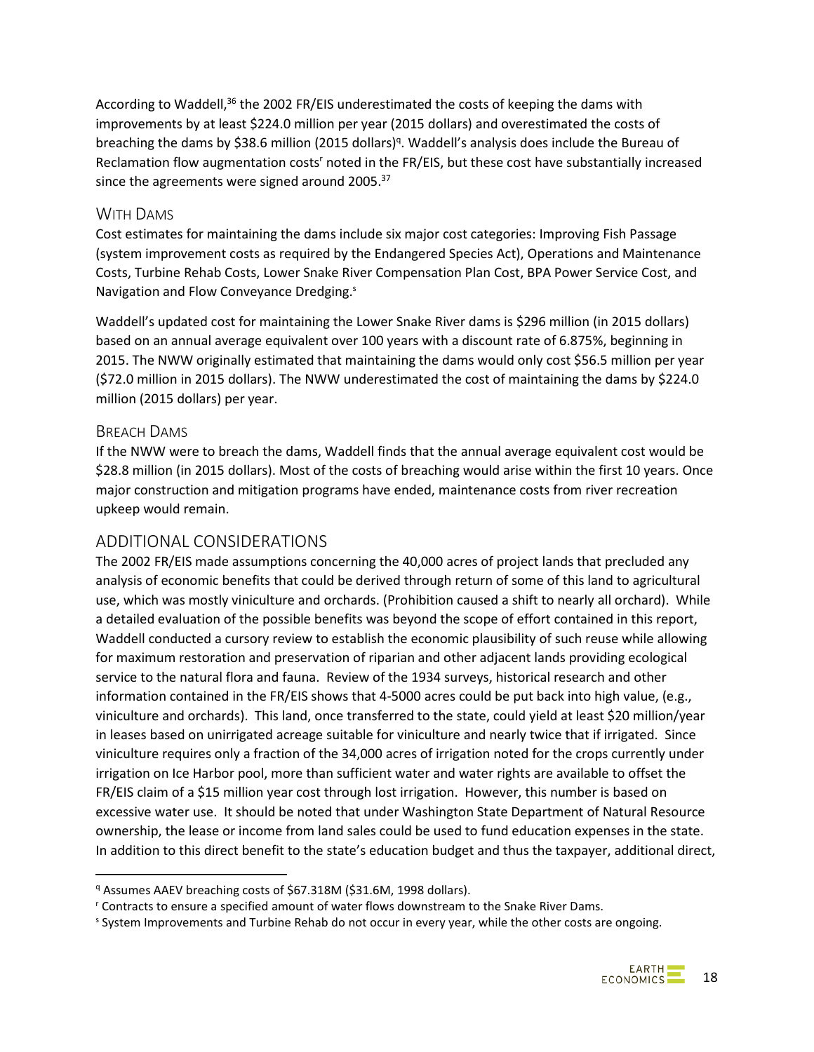According to Waddell,[36] the 2002 FR/EIS underestimated the costs of keeping the dams with improvements by at least $224.0 million per year (2015 dollars) and overestimated the costs of breaching the dams by $38.6 million (2015 dollars)[q]. Waddell's analysis does include the Bureau of Reclamation flow augmentation costs[r] noted in the FR/EIS, but these cost have substantially increased since the agreements were signed around 2005.[37]

### WITH DAMS

Cost estimates for maintaining the dams include six major cost categories: Improving Fish Passage (system improvement costs as required by the Endangered Species Act), Operations and Maintenance Costs, Turbine Rehab Costs, Lower Snake River Compensation Plan Cost, BPA Power Service Cost, and Navigation and Flow Conveyance Dredging.[s]

Waddell's updated cost for maintaining the Lower Snake River dams is $296 million (in 2015 dollars) based on an annual average equivalent over 100 years with a discount rate of 6.875%, beginning in 2015. The NWW originally estimated that maintaining the dams would only cost $56.5 million per year ($72.0 million in 2015 dollars). The NWW underestimated the cost of maintaining the dams by $224.0 million (2015 dollars) per year.

### BREACH DAMS

If the NWW were to breach the dams, Waddell finds that the annual average equivalent cost would be $28.8 million (in 2015 dollars). Most of the costs of breaching would arise within the first 10 years. Once major construction and mitigation programs have ended, maintenance costs from river recreation upkeep would remain.

## ADDITIONAL CONSIDERATIONS

The 2002 FR/EIS made assumptions concerning the 40,000 acres of project lands that precluded any analysis of economic benefits that could be derived through return of some of this land to agricultural use, which was mostly viniculture and orchards. (Prohibition caused a shift to nearly all orchard). While a detailed evaluation of the possible benefits was beyond the scope of effort contained in this report, Waddell conducted a cursory review to establish the economic plausibility of such reuse while allowing for maximum restoration and preservation of riparian and other adjacent lands providing ecological service to the natural flora and fauna. Review of the 1934 surveys, historical research and other information contained in the FR/EIS shows that 4-5000 acres could be put back into high value, (e.g., viniculture and orchards). This land, once transferred to the state, could yield at least $20 million/year in leases based on unirrigated acreage suitable for viniculture and nearly twice that if irrigated. Since viniculture requires only a fraction of the 34,000 acres of irrigation noted for the crops currently under irrigation on Ice Harbor pool, more than sufficient water and water rights are available to offset the FR/EIS claim of a $15 million year cost through lost irrigation. However, this number is based on excessive water use. It should be noted that under Washington State Department of Natural Resource ownership, the lease or income from land sales could be used to fund education expenses in the state. In addition to this direct benefit to the state's education budget and thus the taxpayer, additional direct,

---

[q] Assumes AAEV breaching costs of $67.318M ($31.6M, 1998 dollars).

[r] Contracts to ensure a specified amount of water flows downstream to the Snake River Dams.

[s] System Improvements and Turbine Rehab do not occur in every year, while the other costs are ongoing.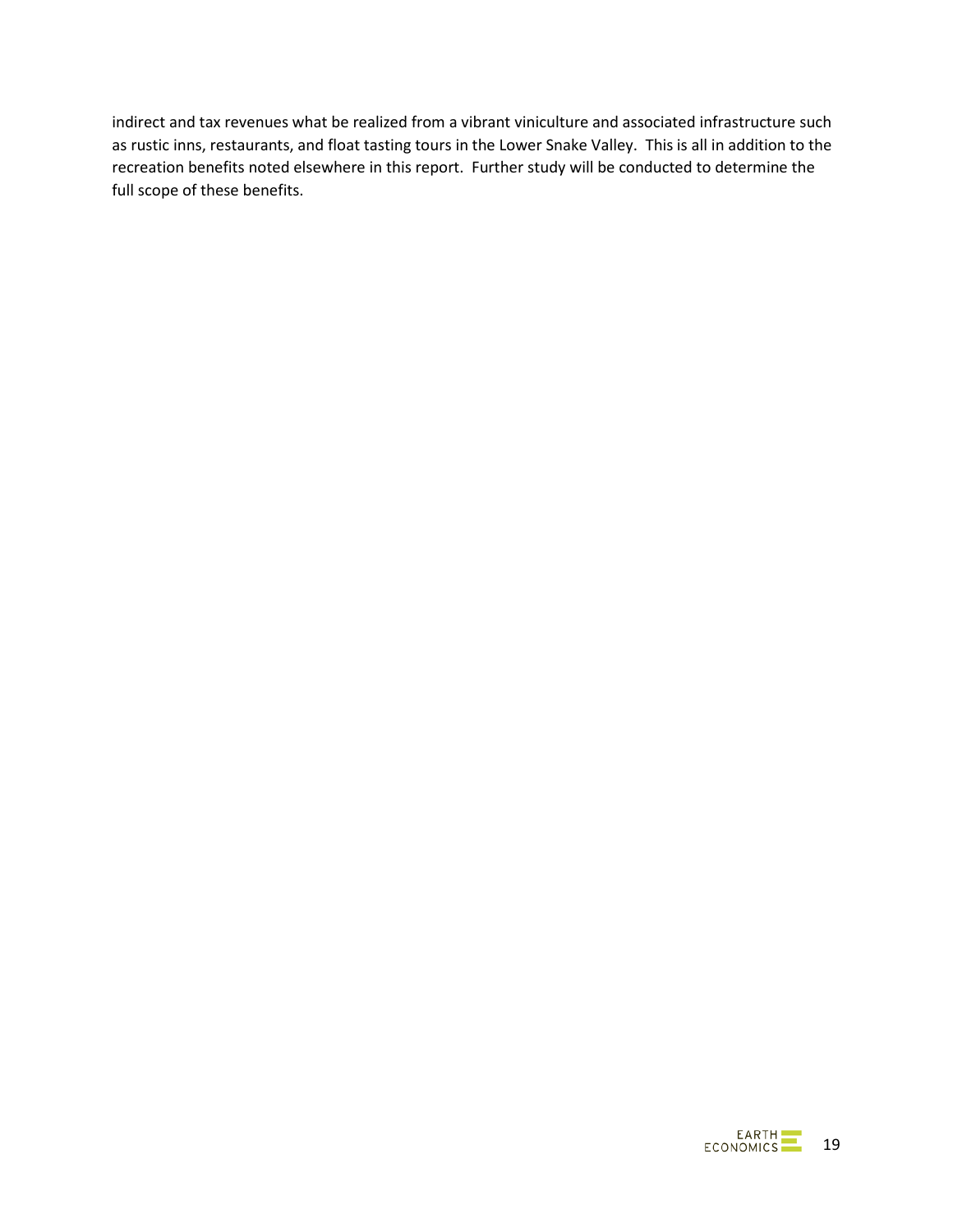indirect and tax revenues what be realized from a vibrant viniculture and associated infrastructure such as rustic inns, restaurants, and float tasting tours in the Lower Snake Valley. This is all in addition to the recreation benefits noted elsewhere in this report. Further study will be conducted to determine the full scope of these benefits.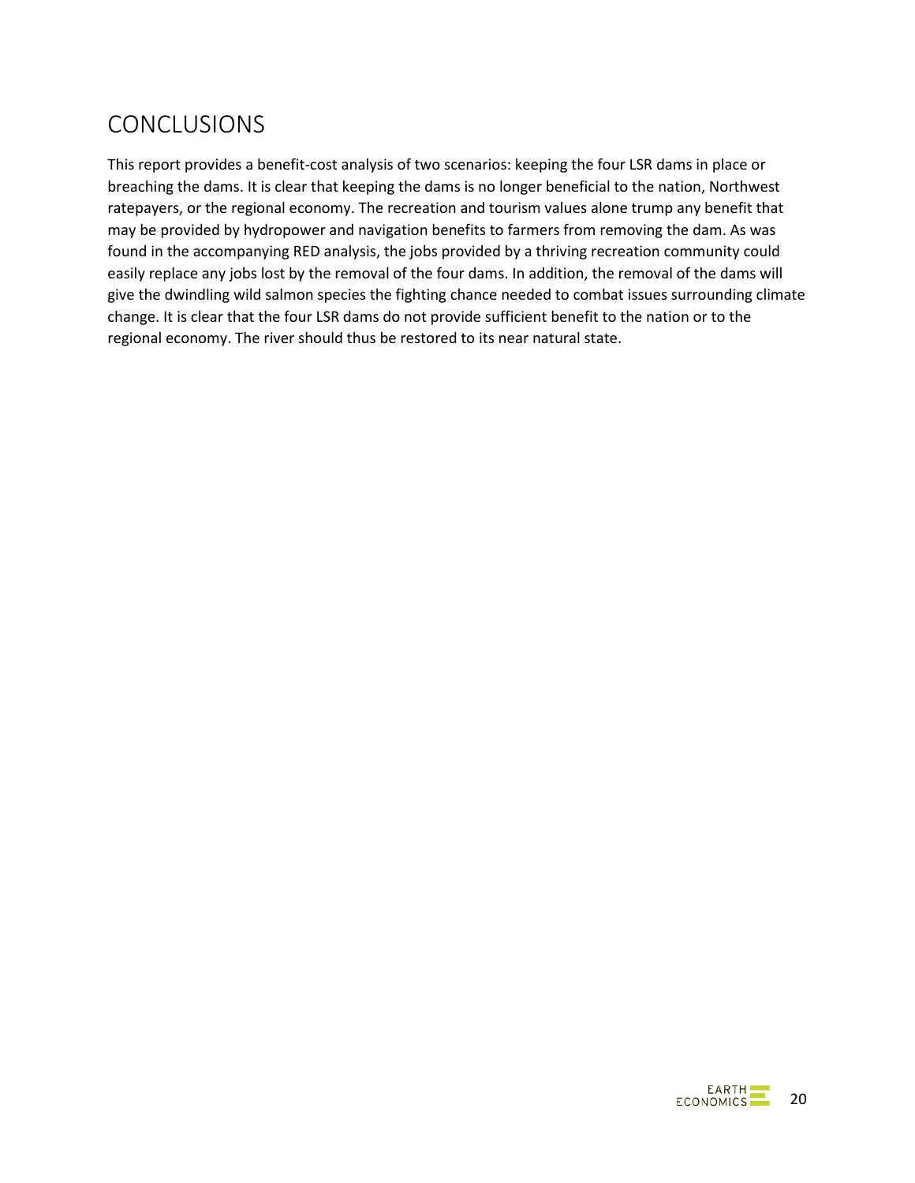# CONCLUSIONS

This report provides a benefit-cost analysis of two scenarios: keeping the four LSR dams in place or breaching the dams. It is clear that keeping the dams is no longer beneficial to the nation, Northwest ratepayers, or the regional economy. The recreation and tourism values alone trump any benefit that may be provided by hydropower and navigation benefits to farmers from removing the dam. As was found in the accompanying RED analysis, the jobs provided by a thriving recreation community could easily replace any jobs lost by the removal of the four dams. In addition, the removal of the dams will give the dwindling wild salmon species the fighting chance needed to combat issues surrounding climate change. It is clear that the four LSR dams do not provide sufficient benefit to the nation or to the regional economy. The river should thus be restored to its near natural state.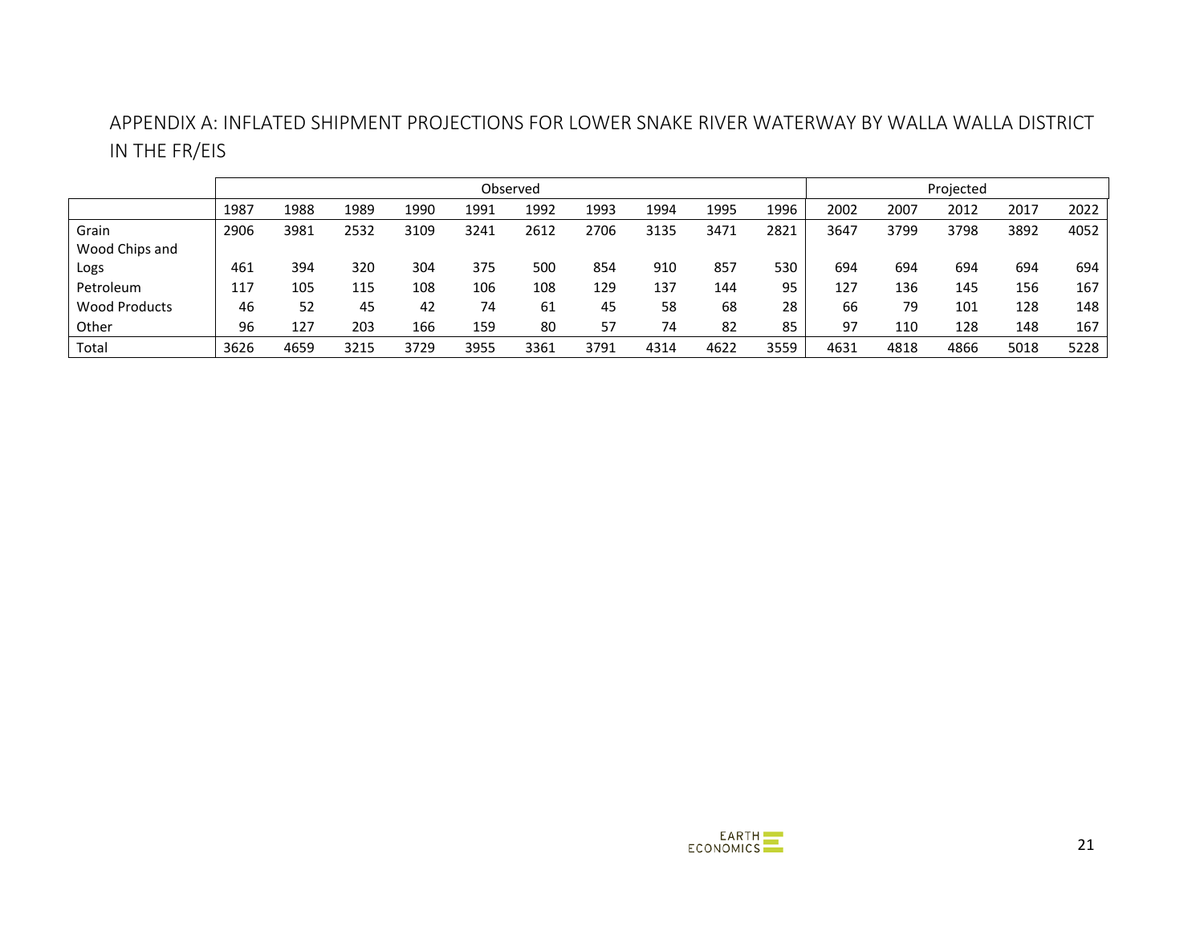## APPENDIX A: INFLATED SHIPMENT PROJECTIONS FOR LOWER SNAKE RIVER WATERWAY BY WALLA WALLA DISTRICT IN THE FR/EIS

| | Observed | | | | | | | | | | Projected | | | | |
|---|---|---|---|---|---|---|---|---|---|---|---|---|---|---|---|
| | 1987 | 1988 | 1989 | 1990 | 1991 | 1992 | 1993 | 1994 | 1995 | 1996 | 2002 | 2007 | 2012 | 2017 | 2022 |
| Grain | 2906 | 3981 | 2532 | 3109 | 3241 | 2612 | 2706 | 3135 | 3471 | 2821 | 3647 | 3799 | 3798 | 3892 | 4052 |
| Wood Chips and Logs | 461 | 394 | 320 | 304 | 375 | 500 | 854 | 910 | 857 | 530 | 694 | 694 | 694 | 694 | 694 |
| Petroleum | 117 | 105 | 115 | 108 | 106 | 108 | 129 | 137 | 144 | 95 | 127 | 136 | 145 | 156 | 167 |
| Wood Products | 46 | 52 | 45 | 42 | 74 | 61 | 45 | 58 | 68 | 28 | 66 | 79 | 101 | 128 | 148 |
| Other | 96 | 127 | 203 | 166 | 159 | 80 | 57 | 74 | 82 | 85 | 97 | 110 | 128 | 148 | 167 |
| Total | 3626 | 4659 | 3215 | 3729 | 3955 | 3361 | 3791 | 4314 | 4622 | 3559 | 4631 | 4818 | 4866 | 5018 | 5228 |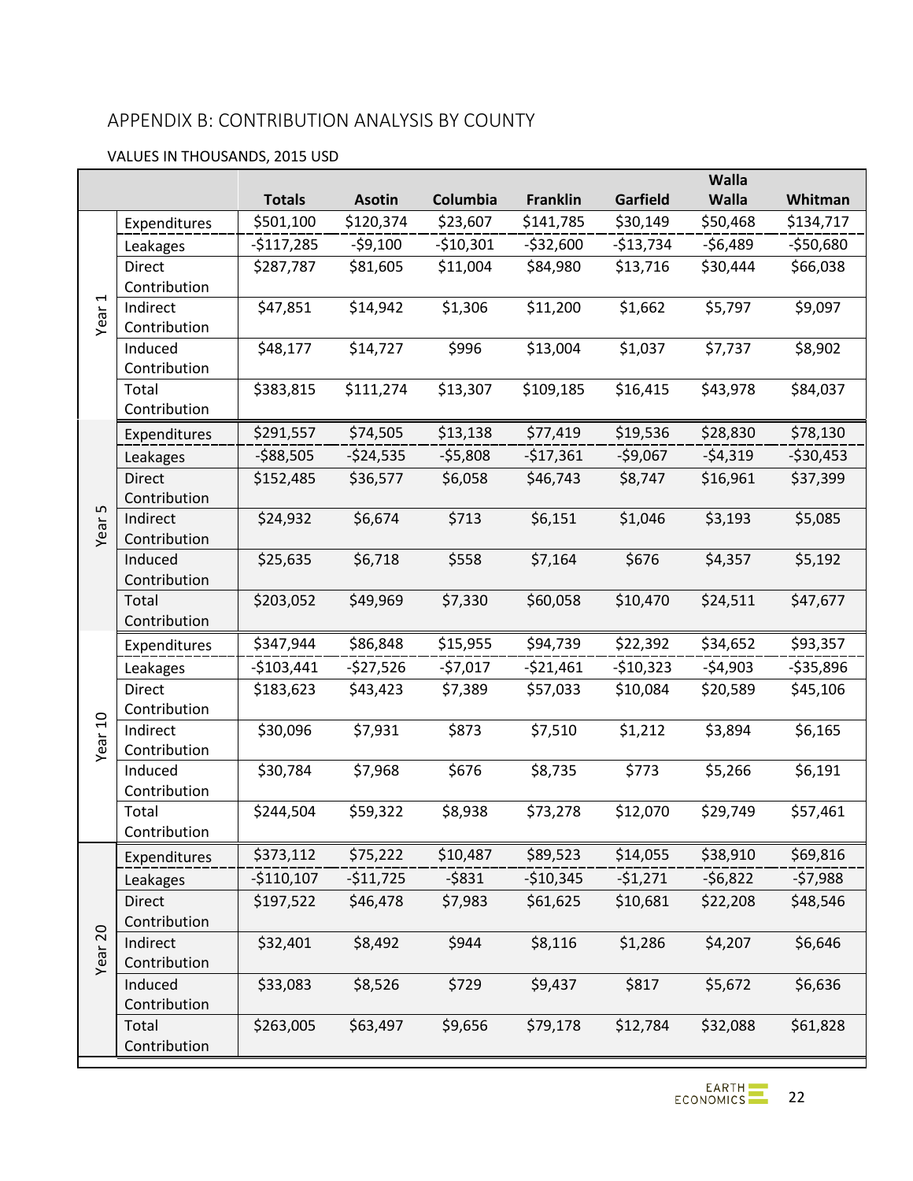## APPENDIX B: CONTRIBUTION ANALYSIS BY COUNTY

VALUES IN THOUSANDS, 2015 USD

| | | Totals | Asotin | Columbia | Franklin | Garfield | Walla Walla | Whitman |
|---|---|---|---|---|---|---|---|---|
| Year 1 | Expenditures | $501,100 | $120,374 | $23,607 | $141,785 | $30,149 | $50,468 | $134,717 |
| | Leakages | -$117,285 | -$9,100 | -$10,301 | -$32,600 | -$13,734 | -$6,489 | -$50,680 |
| | Direct Contribution | $287,787 | $81,605 | $11,004 | $84,980 | $13,716 | $30,444 | $66,038 |
| | Indirect Contribution | $47,851 | $14,942 | $1,306 | $11,200 | $1,662 | $5,797 | $9,097 |
| | Induced Contribution | $48,177 | $14,727 | $996 | $13,004 | $1,037 | $7,737 | $8,902 |
| | Total Contribution | $383,815 | $111,274 | $13,307 | $109,185 | $16,415 | $43,978 | $84,037 |
| Year 5 | Expenditures | $291,557 | $74,505 | $13,138 | $77,419 | $19,536 | $28,830 | $78,130 |
| | Leakages | -$88,505 | -$24,535 | -$5,808 | -$17,361 | -$9,067 | -$4,319 | -$30,453 |
| | Direct Contribution | $152,485 | $36,577 | $6,058 | $46,743 | $8,747 | $16,961 | $37,399 |
| | Indirect Contribution | $24,932 | $6,674 | $713 | $6,151 | $1,046 | $3,193 | $5,085 |
| | Induced Contribution | $25,635 | $6,718 | $558 | $7,164 | $676 | $4,357 | $5,192 |
| | Total Contribution | $203,052 | $49,969 | $7,330 | $60,058 | $10,470 | $24,511 | $47,677 |
| Year 10 | Expenditures | $347,944 | $86,848 | $15,955 | $94,739 | $22,392 | $34,652 | $93,357 |
| | Leakages | -$103,441 | -$27,526 | -$7,017 | -$21,461 | -$10,323 | -$4,903 | -$35,896 |
| | Direct Contribution | $183,623 | $43,423 | $7,389 | $57,033 | $10,084 | $20,589 | $45,106 |
| | Indirect Contribution | $30,096 | $7,931 | $873 | $7,510 | $1,212 | $3,894 | $6,165 |
| | Induced Contribution | $30,784 | $7,968 | $676 | $8,735 | $773 | $5,266 | $6,191 |
| | Total Contribution | $244,504 | $59,322 | $8,938 | $73,278 | $12,070 | $29,749 | $57,461 |
| Year 20 | Expenditures | $373,112 | $75,222 | $10,487 | $89,523 | $14,055 | $38,910 | $69,816 |
| | Leakages | -$110,107 | -$11,725 | -$831 | -$10,345 | -$1,271 | -$6,822 | -$7,988 |
| | Direct Contribution | $197,522 | $46,478 | $7,983 | $61,625 | $10,681 | $22,208 | $48,546 |
| | Indirect Contribution | $32,401 | $8,492 | $944 | $8,116 | $1,286 | $4,207 | $6,646 |
| | Induced Contribution | $33,083 | $8,526 | $729 | $9,437 | $817 | $5,672 | $6,636 |
| | Total Contribution | $263,005 | $63,497 | $9,656 | $79,178 | $12,784 | $32,088 | $61,828 |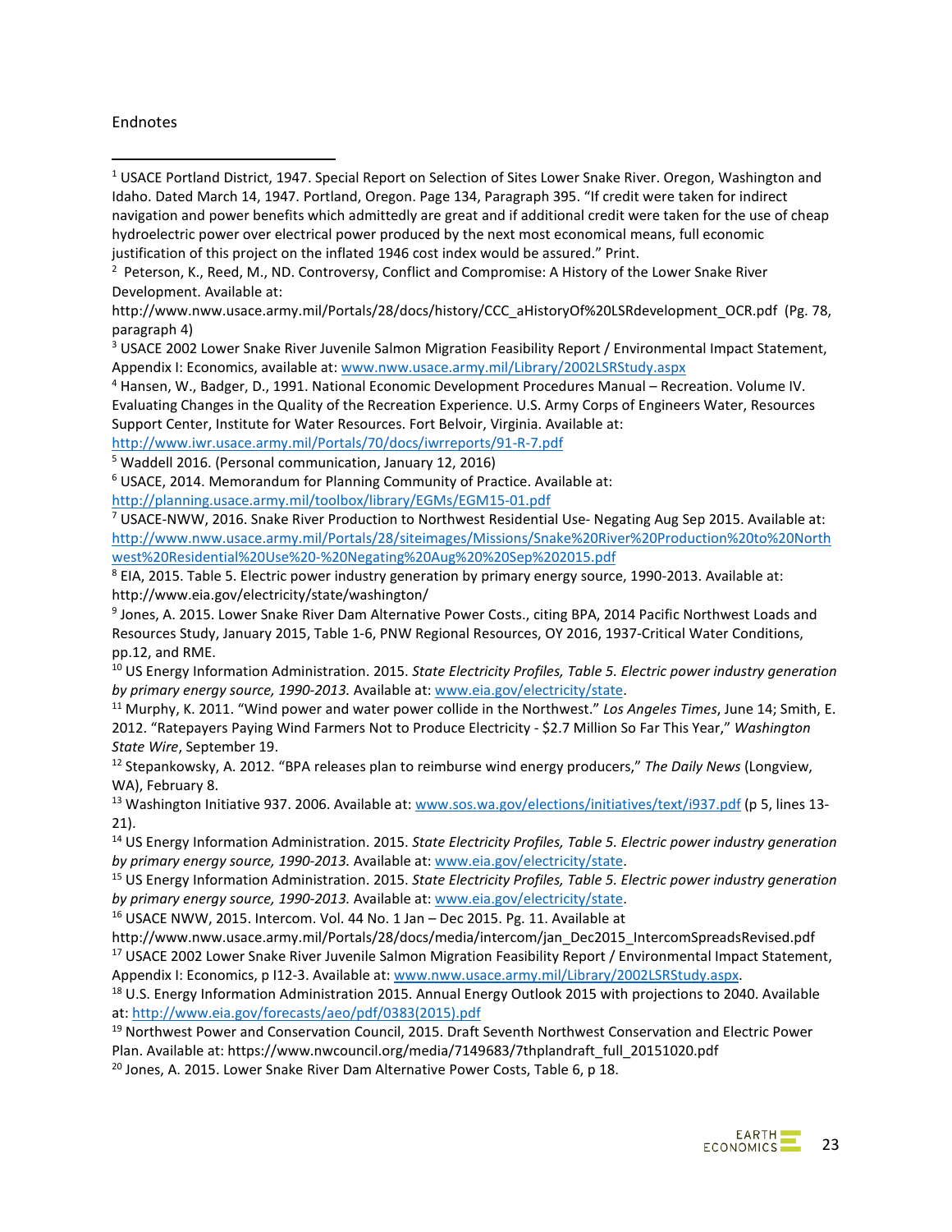Endnotes

---

[1] USACE Portland District, 1947. Special Report on Selection of Sites Lower Snake River. Oregon, Washington and Idaho. Dated March 14, 1947. Portland, Oregon. Page 134, Paragraph 395. "If credit were taken for indirect navigation and power benefits which admittedly are great and if additional credit were taken for the use of cheap hydroelectric power over electrical power produced by the next most economical means, full economic justification of this project on the inflated 1946 cost index would be assured." Print.

[2] Peterson, K., Reed, M., ND. Controversy, Conflict and Compromise: A History of the Lower Snake River Development. Available at: http://www.nww.usace.army.mil/Portals/28/docs/history/CCC_aHistoryOf%20LSRdevelopment_OCR.pdf (Pg. 78, paragraph 4)

[3] USACE 2002 Lower Snake River Juvenile Salmon Migration Feasibility Report / Environmental Impact Statement, Appendix I: Economics, available at: www.nww.usace.army.mil/Library/2002LSRStudy.aspx

[4] Hansen, W., Badger, D., 1991. National Economic Development Procedures Manual – Recreation. Volume IV. Evaluating Changes in the Quality of the Recreation Experience. U.S. Army Corps of Engineers Water, Resources Support Center, Institute for Water Resources. Fort Belvoir, Virginia. Available at: http://www.iwr.usace.army.mil/Portals/70/docs/iwrreports/91-R-7.pdf

[5] Waddell 2016. (Personal communication, January 12, 2016)

[6] USACE, 2014. Memorandum for Planning Community of Practice. Available at: http://planning.usace.army.mil/toolbox/library/EGMs/EGM15-01.pdf

[7] USACE-NWW, 2016. Snake River Production to Northwest Residential Use- Negating Aug Sep 2015. Available at: http://www.nww.usace.army.mil/Portals/28/siteimages/Missions/Snake%20River%20Production%20to%20Northwest%20Residential%20Use%20-%20Negating%20Aug%20%20Sep%202015.pdf

[8] EIA, 2015. Table 5. Electric power industry generation by primary energy source, 1990-2013. Available at: http://www.eia.gov/electricity/state/washington/

[9] Jones, A. 2015. Lower Snake River Dam Alternative Power Costs., citing BPA, 2014 Pacific Northwest Loads and Resources Study, January 2015, Table 1-6, PNW Regional Resources, OY 2016, 1937-Critical Water Conditions, pp.12, and RME.

[10] US Energy Information Administration. 2015. *State Electricity Profiles, Table 5. Electric power industry generation by primary energy source, 1990-2013.* Available at: www.eia.gov/electricity/state.

[11] Murphy, K. 2011. "Wind power and water power collide in the Northwest." *Los Angeles Times*, June 14; Smith, E. 2012. "Ratepayers Paying Wind Farmers Not to Produce Electricity - $2.7 Million So Far This Year," *Washington State Wire*, September 19.

[12] Stepankowsky, A. 2012. "BPA releases plan to reimburse wind energy producers," *The Daily News* (Longview, WA), February 8.

[13] Washington Initiative 937. 2006. Available at: www.sos.wa.gov/elections/initiatives/text/i937.pdf (p 5, lines 13-21).

[14] US Energy Information Administration. 2015. *State Electricity Profiles, Table 5. Electric power industry generation by primary energy source, 1990-2013.* Available at: www.eia.gov/electricity/state.

[15] US Energy Information Administration. 2015. *State Electricity Profiles, Table 5. Electric power industry generation by primary energy source, 1990-2013.* Available at: www.eia.gov/electricity/state.

[16] USACE NWW, 2015. Intercom. Vol. 44 No. 1 Jan – Dec 2015. Pg. 11. Available at http://www.nww.usace.army.mil/Portals/28/docs/media/intercom/jan_Dec2015_IntercomSpreadsRevised.pdf

[17] USACE 2002 Lower Snake River Juvenile Salmon Migration Feasibility Report / Environmental Impact Statement, Appendix I: Economics, p I12-3. Available at: www.nww.usace.army.mil/Library/2002LSRStudy.aspx.

[18] U.S. Energy Information Administration 2015. Annual Energy Outlook 2015 with projections to 2040. Available at: http://www.eia.gov/forecasts/aeo/pdf/0383(2015).pdf

[19] Northwest Power and Conservation Council, 2015. Draft Seventh Northwest Conservation and Electric Power Plan. Available at: https://www.nwcouncil.org/media/7149683/7thplandraft_full_20151020.pdf

[20] Jones, A. 2015. Lower Snake River Dam Alternative Power Costs, Table 6, p 18.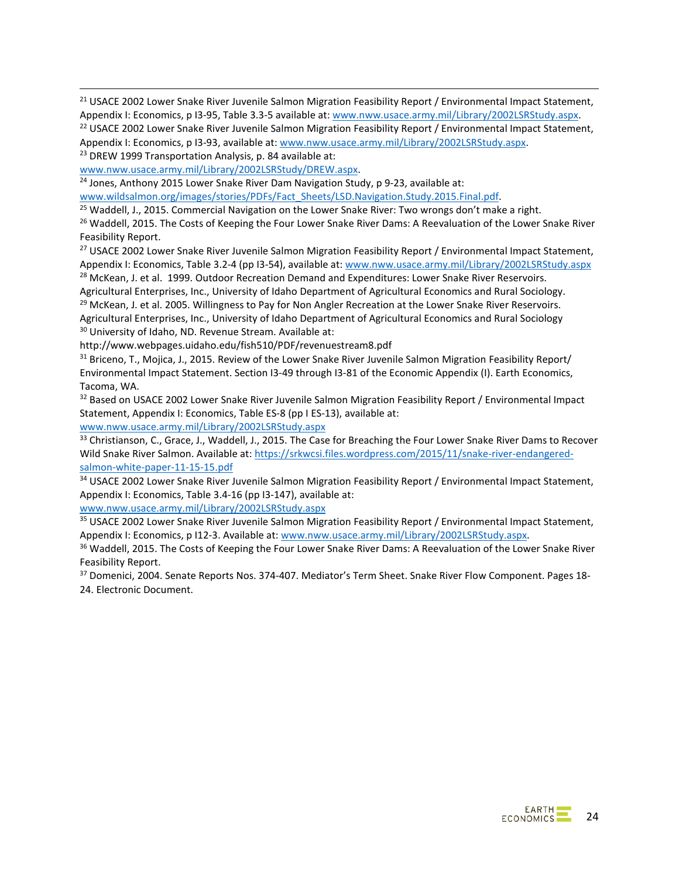[21] USACE 2002 Lower Snake River Juvenile Salmon Migration Feasibility Report / Environmental Impact Statement, Appendix I: Economics, p I3-95, Table 3.3-5 available at: www.nww.usace.army.mil/Library/2002LSRStudy.aspx.

[22] USACE 2002 Lower Snake River Juvenile Salmon Migration Feasibility Report / Environmental Impact Statement, Appendix I: Economics, p I3-93, available at: www.nww.usace.army.mil/Library/2002LSRStudy.aspx.

[23] DREW 1999 Transportation Analysis, p. 84 available at: www.nww.usace.army.mil/Library/2002LSRStudy/DREW.aspx.

[24] Jones, Anthony 2015 Lower Snake River Dam Navigation Study, p 9-23, available at: www.wildsalmon.org/images/stories/PDFs/Fact_Sheets/LSD.Navigation.Study.2015.Final.pdf.

[25] Waddell, J., 2015. Commercial Navigation on the Lower Snake River: Two wrongs don't make a right.

[26] Waddell, 2015. The Costs of Keeping the Four Lower Snake River Dams: A Reevaluation of the Lower Snake River Feasibility Report.

[27] USACE 2002 Lower Snake River Juvenile Salmon Migration Feasibility Report / Environmental Impact Statement, Appendix I: Economics, Table 3.2-4 (pp I3-54), available at: www.nww.usace.army.mil/Library/2002LSRStudy.aspx

[28] McKean, J. et al. 1999. Outdoor Recreation Demand and Expenditures: Lower Snake River Reservoirs. Agricultural Enterprises, Inc., University of Idaho Department of Agricultural Economics and Rural Sociology.

[29] McKean, J. et al. 2005. Willingness to Pay for Non Angler Recreation at the Lower Snake River Reservoirs. Agricultural Enterprises, Inc., University of Idaho Department of Agricultural Economics and Rural Sociology

[30] University of Idaho, ND. Revenue Stream. Available at: http://www.webpages.uidaho.edu/fish510/PDF/revenuestream8.pdf

[31] Briceno, T., Mojica, J., 2015. Review of the Lower Snake River Juvenile Salmon Migration Feasibility Report/ Environmental Impact Statement. Section I3-49 through I3-81 of the Economic Appendix (I). Earth Economics, Tacoma, WA.

[32] Based on USACE 2002 Lower Snake River Juvenile Salmon Migration Feasibility Report / Environmental Impact Statement, Appendix I: Economics, Table ES-8 (pp I ES-13), available at: www.nww.usace.army.mil/Library/2002LSRStudy.aspx

[33] Christianson, C., Grace, J., Waddell, J., 2015. The Case for Breaching the Four Lower Snake River Dams to Recover Wild Snake River Salmon. Available at: https://srkwcsi.files.wordpress.com/2015/11/snake-river-endangered-salmon-white-paper-11-15-15.pdf

[34] USACE 2002 Lower Snake River Juvenile Salmon Migration Feasibility Report / Environmental Impact Statement, Appendix I: Economics, Table 3.4-16 (pp I3-147), available at: www.nww.usace.army.mil/Library/2002LSRStudy.aspx

[35] USACE 2002 Lower Snake River Juvenile Salmon Migration Feasibility Report / Environmental Impact Statement, Appendix I: Economics, p I12-3. Available at: www.nww.usace.army.mil/Library/2002LSRStudy.aspx.

[36] Waddell, 2015. The Costs of Keeping the Four Lower Snake River Dams: A Reevaluation of the Lower Snake River Feasibility Report.

[37] Domenici, 2004. Senate Reports Nos. 374-407. Mediator's Term Sheet. Snake River Flow Component. Pages 18-24. Electronic Document.